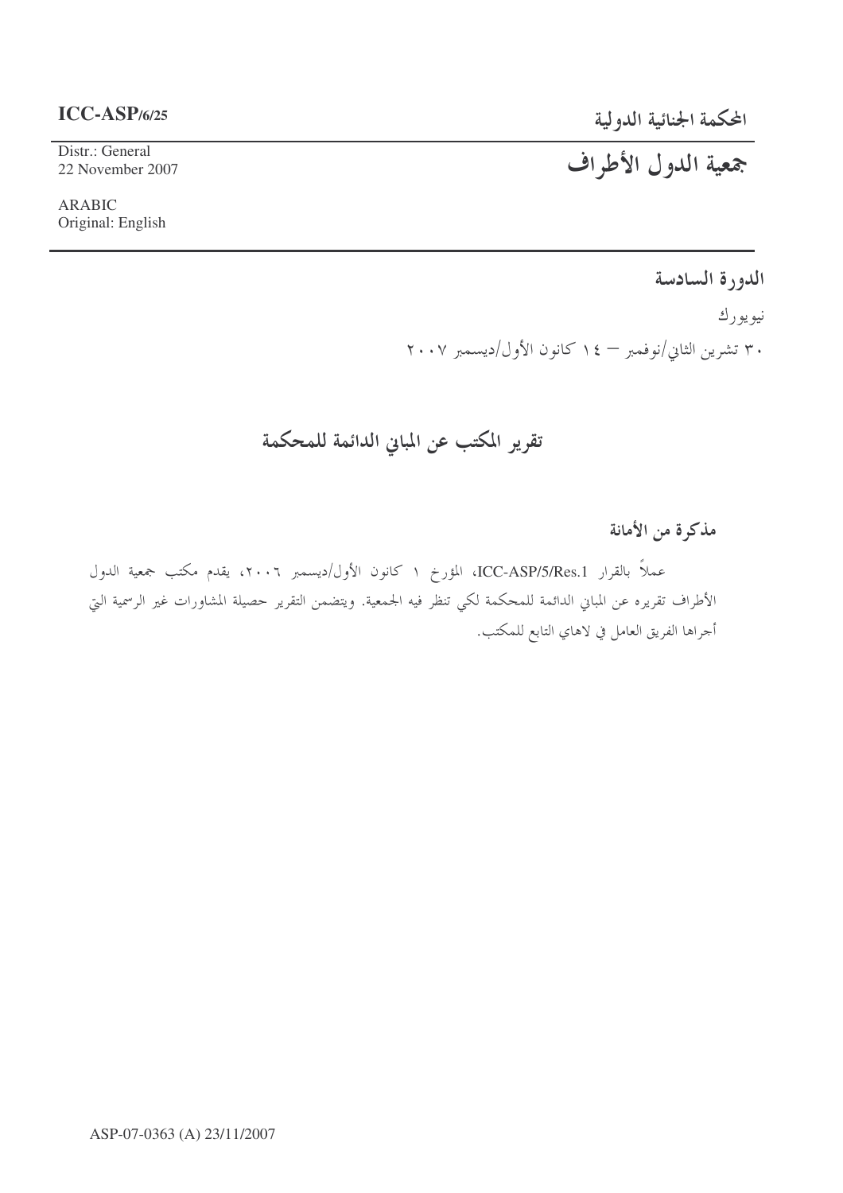**ICC-ASP/6/25**

Distr.: General
22 November 2007

ARABIC
Original: English

**المحكمة الجنائية الدولية**

# جمعية الدول الأطراف

**الدورة السادسة**

نيويورك

٣٠ تشرين الثاني/نوفمبر – ١٤ كانون الأول/ديسمبر ٢٠٠٧

## تقرير المكتب عن المباني الدائمة للمحكمة

### مذكرة من الأمانة

عملاً بالقرار ICC-ASP/5/Res.1، المؤرخ ١ كانون الأول/ديسمبر ٢٠٠٦، يقدم مكتب جمعية الدول الأطراف تقريره عن المباني الدائمة للمحكمة لكي تنظر فيه الجمعية. ويتضمن التقرير حصيلة المشاورات غير الرسمية التي أجراها الفريق العامل في لاهاي التابع للمكتب.

ASP-07-0363 (A) 23/11/2007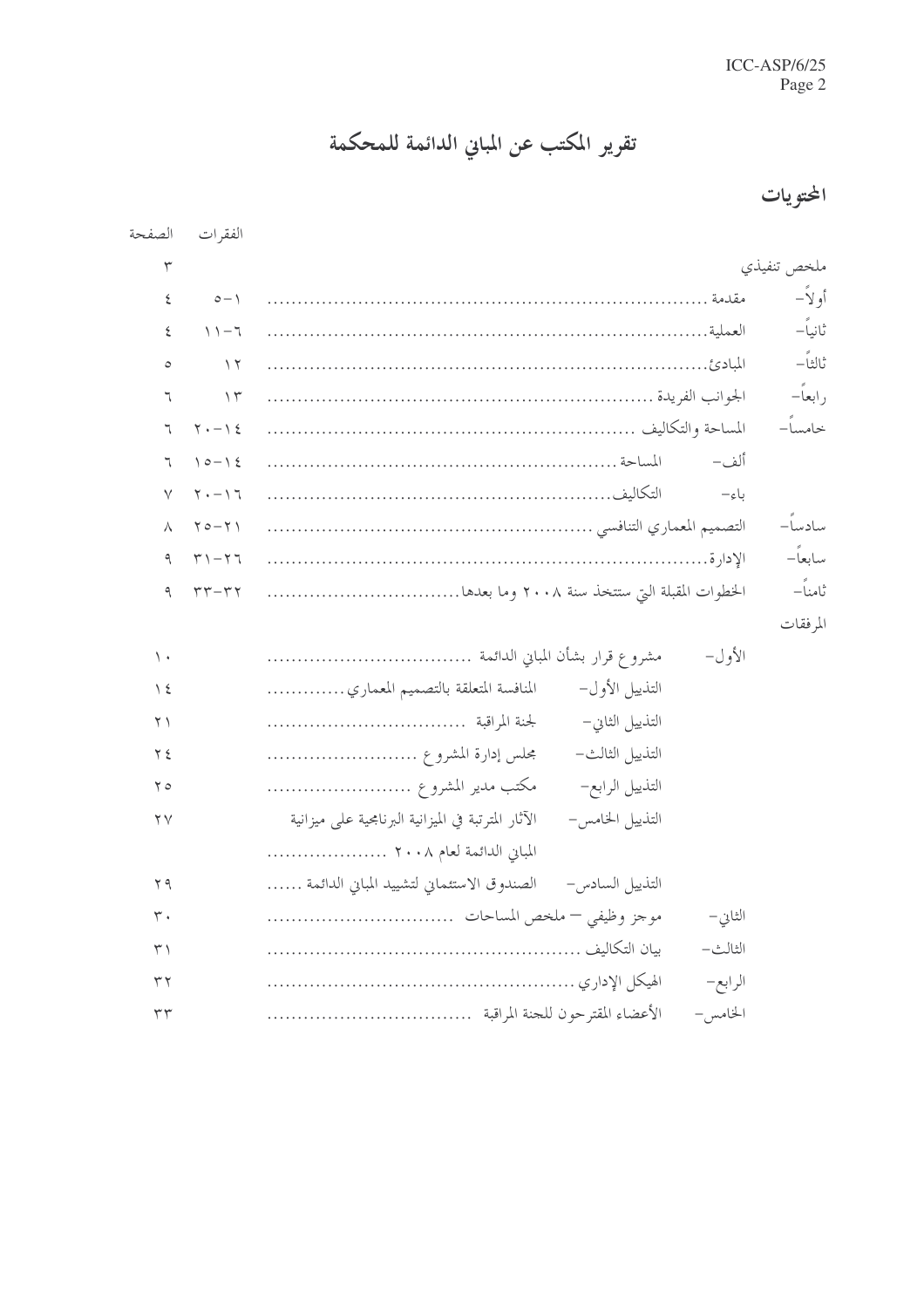# تقرير المكتب عن المباني الدائمة للمحكمة

## المحتويات

| | | الفقرات | الصفحة |
|---|---|---|---|
| ملخص تنفيذي | | | ٣ |
| أولاً- | مقدمة | ١-٥ | ٤ |
| ثانياً- | العملية | ٦-١١ | ٤ |
| ثالثاً- | المبادئ | ١٢ | ٥ |
| رابعاً- | الجوانب الفريدة | ١٣ | ٦ |
| خامساً- | المساحة والتكاليف | ١٤-٢٠ | ٦ |
| | ألف- المساحة | ١٤-١٥ | ٦ |
| | باء- التكاليف | ١٦-٢٠ | ٧ |
| سادساً- | التصميم المعماري التنافسي | ٢١-٢٥ | ٨ |
| سابعاً- | الإدارة | ٢٦-٣١ | ٩ |
| ثامناً- | الخطوات المقبلة التي ستتخذ سنة ٢٠٠٨ وما بعدها | ٣٢-٣٣ | ٩ |
| المرفقات | | | |
| الأول- | مشروع قرار بشأن المباني الدائمة | | ١٠ |
| | التذييل الأول- المنافسة المتعلقة بالتصميم المعماري | | ١٤ |
| | التذييل الثاني- لجنة المراقبة | | ٢١ |
| | التذييل الثالث- مجلس إدارة المشروع | | ٢٤ |
| | التذييل الرابع- مكتب مدير المشروع | | ٢٥ |
| | التذييل الخامس- الآثار المترتبة في الميزانية البرنامجية على ميزانية المباني الدائمة لعام ٢٠٠٨ | | ٢٧ |
| | التذييل السادس- الصندوق الاستئماني لتشييد المباني الدائمة | | ٢٩ |
| الثاني- | موجز وظيفي – ملخص المساحات | | ٣٠ |
| الثالث- | بيان التكاليف | | ٣١ |
| الرابع- | الهيكل الإداري | | ٣٢ |
| الخامس- | الأعضاء المقترحون للجنة المراقبة | | ٣٣ |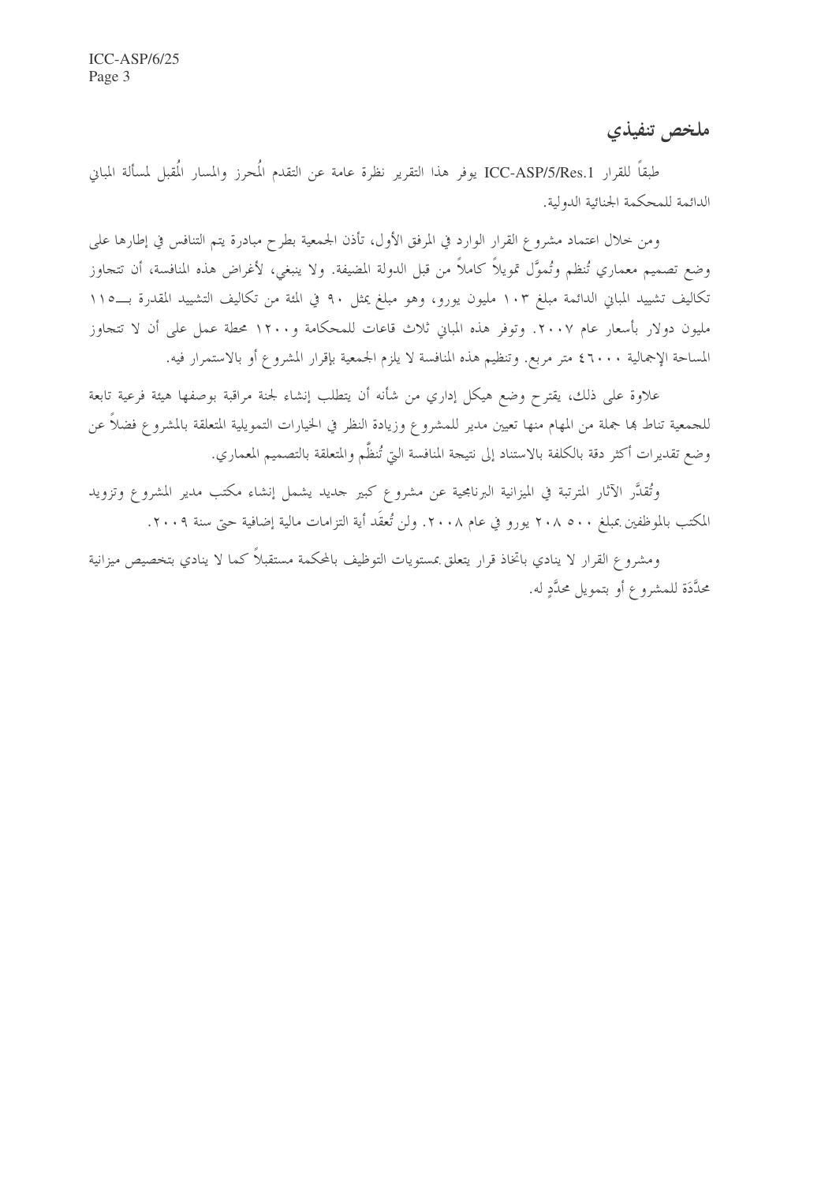# ملخص تنفيذي

طبقاً للقرار ICC-ASP/5/Res.1 يوفر هذا التقرير نظرة عامة عن التقدم المُحرز والمسار المُقبل لمسألة المباني الدائمة للمحكمة الجنائية الدولية.

ومن خلال اعتماد مشروع القرار الوارد في المرفق الأول، تأذن الجمعية بطرح مبادرة يتم التنافس في إطارها على وضع تصميم معماري تُنظم وتُموَّل تمويلاً كاملاً من قبل الدولة المضيفة. ولا ينبغي، لأغراض هذه المنافسة، أن تتجاوز تكاليف تشييد المباني الدائمة مبلغ ١٠٣ مليون يورو، وهو مبلغ يمثل ٩٠ في المئة من تكاليف التشييد المقدرة بـــ١١٥ مليون دولار بأسعار عام ٢٠٠٧. وتوفر هذه المباني ثلاث قاعات للمحكامة و١٢٠٠ محطة عمل على أن لا تتجاوز المساحة الإجمالية ٤٦٠٠٠ متر مربع. وتنظيم هذه المنافسة لا يلزم الجمعية بإقرار المشروع أو بالاستمرار فيه.

علاوة على ذلك، يقترح وضع هيكل إداري من شأنه أن يتطلب إنشاء لجنة مراقبة بوصفها هيئة فرعية تابعة للجمعية تناط بها جملة من المهام منها تعيين مدير للمشروع وزيادة النظر في الخيارات التمويلية المتعلقة بالمشروع فضلاً عن وضع تقديرات أكثر دقة بالكلفة بالاستناد إلى نتيجة المنافسة التي تُنظَّم والمتعلقة بالتصميم المعماري.

وتُقدَّر الآثار المترتبة في الميزانية البرنامجية عن مشروع كبير جديد يشمل إنشاء مكتب مدير المشروع وتزويد المكتب بالموظفين بمبلغ ٥٠٠ ٢٠٨ يورو في عام ٢٠٠٨. ولن تُعقَد أية التزامات مالية إضافية حتى سنة ٢٠٠٩.

ومشروع القرار لا ينادي باتخاذ قرار يتعلق بمستويات التوظيف بالمحكمة مستقبلاً كما لا ينادي بتخصيص ميزانية محدَّدَة للمشروع أو بتمويل محدَّدٍ له.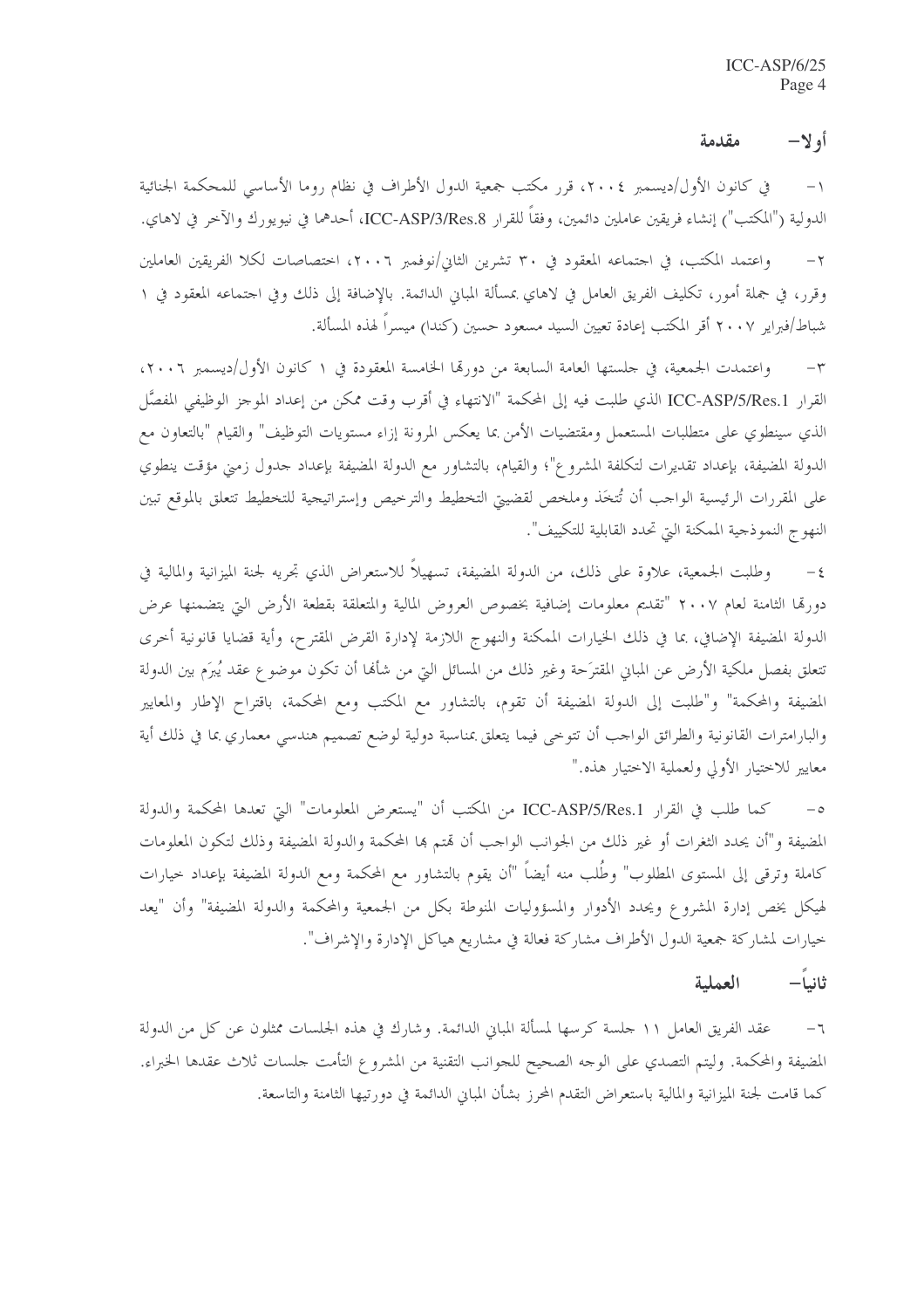## أولا- مقدمة

١- في كانون الأول/ديسمبر ٢٠٠٤، قرر مكتب جمعية الدول الأطراف في نظام روما الأساسي للمحكمة الجنائية الدولية ("المكتب") إنشاء فريقين عاملين دائمين، وفقاً للقرار ICC-ASP/3/Res.8، أحدهما في نيويورك والآخر في لاهاي.

٢- واعتمد المكتب، في اجتماعه المعقود في ٣٠ تشرين الثاني/نوفمبر ٢٠٠٦، اختصاصات لكلا الفريقين العاملين وقرر، في جملة أمور، تكليف الفريق العامل في لاهاي بمسألة المباني الدائمة. بالإضافة إلى ذلك وفي اجتماعه المعقود في ١ شباط/فبراير ٢٠٠٧ أقر المكتب إعادة تعيين السيد مسعود حسين (كندا) ميسراً لهذه المسألة.

٣- واعتمدت الجمعية، في جلستها العامة السابعة من دورتها الخامسة المعقودة في ١ كانون الأول/ديسمبر ٢٠٠٦، القرار ICC-ASP/5/Res.1 الذي طلبت فيه إلى المحكمة "الانتهاء في أقرب وقت ممكن من إعداد الموجز الوظيفي المفصَّل الذي سينطوي على متطلبات المستعمل ومقتضيات الأمن بما يعكس المرونة إزاء مستويات التوظيف" والقيام "بالتعاون مع الدولة المضيفة، بإعداد تقديرات لتكلفة المشروع"؛ والقيام، بالتشاور مع الدولة المضيفة بإعداد جدول زمني مؤقت ينطوي على المقررات الرئيسية الواجب أن تُتخَذ وملخص لقضيتي التخطيط والترخيص وإستراتيجية للتخطيط تتعلق بالموقع تبين النهوج النموذجية الممكنة التي تحدد القابلية للتكييف".

٤- وطلبت الجمعية، علاوة على ذلك، من الدولة المضيفة، تسهيلاً للاستعراض الذي تجريه لجنة الميزانية والمالية في دورتها الثامنة لعام ٢٠٠٧ "تقديم معلومات إضافية بخصوص العروض المالية والمتعلقة بقطعة الأرض التي يتضمنها عرض الدولة المضيفة الإضافي، بما في ذلك الخيارات الممكنة والنهوج اللازمة لإدارة القرض المقترح، وأية قضايا قانونية أخرى تتعلق بفصل ملكية الأرض عن المباني المقترَحة وغير ذلك من المسائل التي من شأنها أن تكون موضوع عقد يُبرَم بين الدولة المضيفة والمحكمة" و"طلبت إلى الدولة المضيفة أن تقوم، بالتشاور مع المكتب ومع المحكمة، باقتراح الإطار والمعايير والبارامترات القانونية والطرائق الواجب أن تتوخى فيما يتعلق بمناسبة دولية لوضع تصميم هندسي معماري بما في ذلك أية معايير للاختيار الأولي ولعملية الاختيار هذه."

٥- كما طلب في القرار ICC-ASP/5/Res.1 من المكتب أن "يستعرض المعلومات" التي تعدها المحكمة والدولة المضيفة و"أن يحدد الثغرات أو غير ذلك من الجوانب الواجب أن تهتم بها المحكمة والدولة المضيفة وذلك لتكون المعلومات كاملة وترقى إلى المستوى المطلوب" وطُلب منه أيضاً "أن يقوم بالتشاور مع المحكمة ومع الدولة المضيفة بإعداد خيارات لهيكل يخص إدارة المشروع ويحدد الأدوار والمسؤوليات المنوطة بكل من الجمعية والمحكمة والدولة المضيفة" وأن "يعد خيارات لمشاركة جمعية الدول الأطراف مشاركة فعالة في مشاريع هياكل الإدارة والإشراف".

## ثانياً- العملية

٦- عقد الفريق العامل ١١ جلسة كرسها لمسألة المباني الدائمة. وشارك في هذه الجلسات ممثلون عن كل من الدولة المضيفة والمحكمة. وليتم التصدي على الوجه الصحيح للجوانب التقنية من المشروع التأمت جلسات ثلاث عقدها الخبراء. كما قامت لجنة الميزانية والمالية باستعراض التقدم المحرز بشأن المباني الدائمة في دورتيها الثامنة والتاسعة.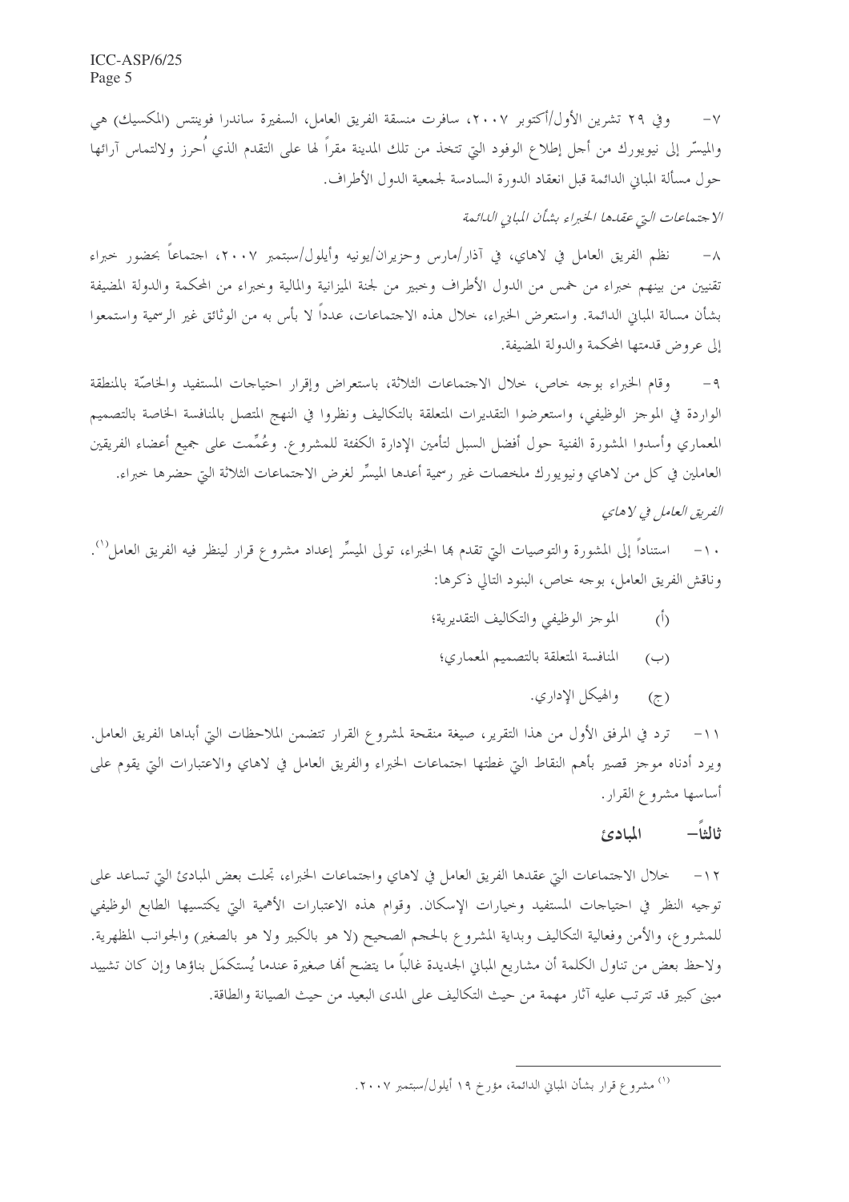٧- وفي ٢٩ تشرين الأول/أكتوبر ٢٠٠٧، سافرت منسقة الفريق العامل، السفيرة ساندرا فوينتس (المكسيك) هي والميسّر إلى نيويورك من أجل إطلاع الوفود التي تتخذ من تلك المدينة مقراً لها على التقدم الذي أُحرز ولالتماس آرائها حول مسألة المباني الدائمة قبل انعقاد الدورة السادسة لجمعية الدول الأطراف.

*الاجتماعات التي عقدها الخبراء بشأن المباني الدائمة*

٨- نظم الفريق العامل في لاهاي، في آذار/مارس وحزيران/يونيه وأيلول/سبتمبر ٢٠٠٧، اجتماعاً بحضور خبراء تقنيين من بينهم خبراء من خمس من الدول الأطراف وخبير من لجنة الميزانية والمالية وخبراء من المحكمة والدولة المضيفة بشأن مسالة المباني الدائمة. واستعرض الخبراء، خلال هذه الاجتماعات، عدداً لا بأس به من الوثائق غير الرسمية واستمعوا إلى عروض قدمتها المحكمة والدولة المضيفة.

٩- وقام الخبراء بوجه خاص، خلال الاجتماعات الثلاثة، باستعراض وإقرار احتياجات المستفيد والخاصّة بالمنطقة الواردة في الموجز الوظيفي، واستعرضوا التقديرات المتعلقة بالتكاليف ونظروا في النهج المتصل بالمنافسة الخاصة بالتصميم المعماري وأسدوا المشورة الفنية حول أفضل السبل لتأمين الإدارة الكفئة للمشروع. وعُمِّمت على جميع أعضاء الفريقين العاملين في كل من لاهاي ونيويورك ملخصات غير رسمية أعدها الميسِّر لغرض الاجتماعات الثلاثة التي حضرها خبراء.

*الفريق العامل في لاهاي*

١٠- استناداً إلى المشورة والتوصيات التي تقدم بها الخبراء، تولى الميسِّر إعداد مشروع قرار لينظر فيه الفريق العامل[1]. وناقش الفريق العامل، بوجه خاص، البنود التالي ذكرها:

(أ) الموجز الوظيفي والتكاليف التقديرية؛

(ب) المنافسة المتعلقة بالتصميم المعماري؛

(ج) والهيكل الإداري.

١١- ترد في المرفق الأول من هذا التقرير، صيغة منقحة لمشروع القرار تتضمن الملاحظات التي أبداها الفريق العامل. ويرد أدناه موجز قصير بأهم النقاط التي غطتها اجتماعات الخبراء والفريق العامل في لاهاي والاعتبارات التي يقوم على أساسها مشروع القرار.

## ثالثاً- المبادئ

١٢- خلال الاجتماعات التي عقدها الفريق العامل في لاهاي واجتماعات الخبراء، تجلت بعض المبادئ التي تساعد على توجيه النظر في احتياجات المستفيد وخيارات الإسكان. وقوام هذه الاعتبارات الأهمية التي يكتسبها الطابع الوظيفي للمشروع، والأمن وفعالية التكاليف وبداية المشروع بالحجم الصحيح (لا هو بالكبير ولا هو بالصغير) والجوانب المظهرية. ولاحظ بعض من تناول الكلمة أن مشاريع المباني الجديدة غالباً ما يتضح أنها صغيرة عندما يُستكمَل بناؤها وإن كان تشييد مبنى كبير قد تترتب عليه آثار مهمة من حيث التكاليف على المدى البعيد من حيث الصيانة والطاقة.

---

[1] مشروع قرار بشأن المباني الدائمة، مؤرخ ١٩ أيلول/سبتمبر ٢٠٠٧.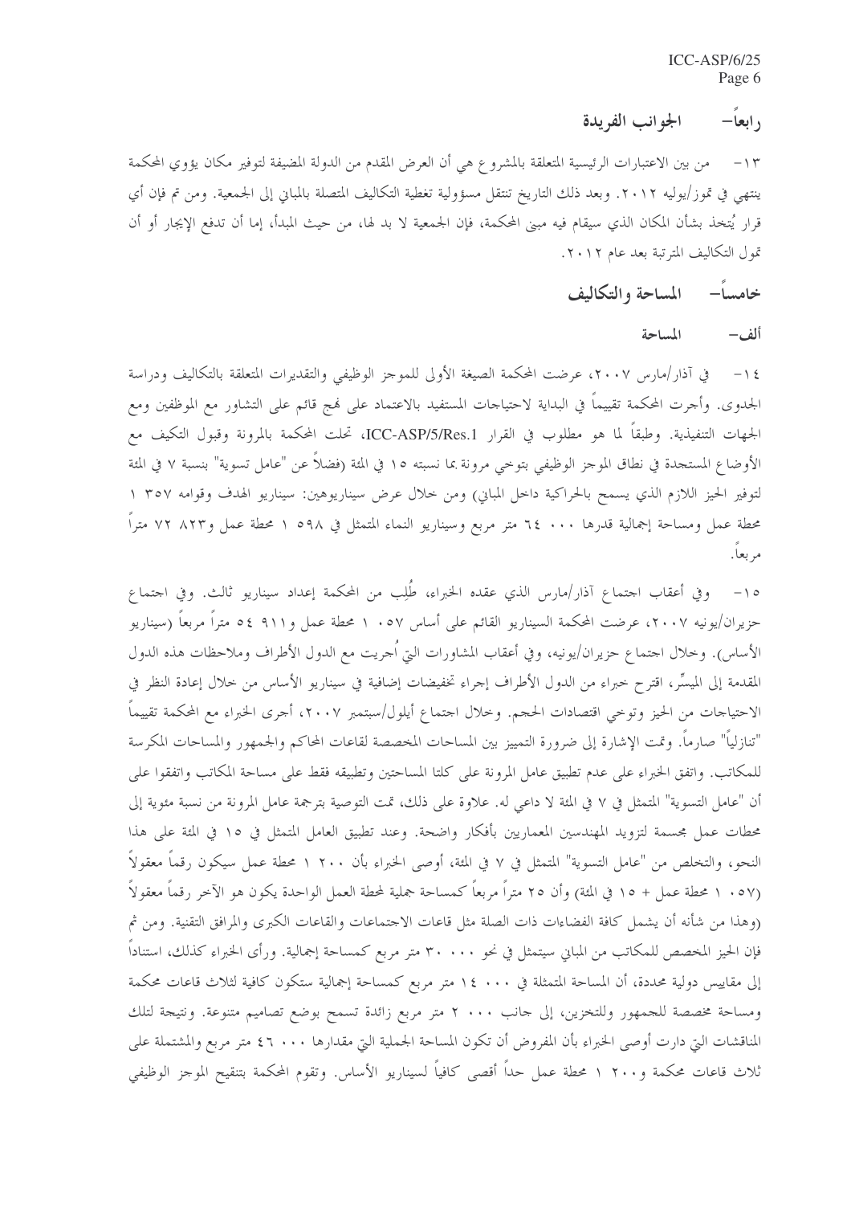## رابعاً- الجوانب الفريدة

١٣- من بين الاعتبارات الرئيسية المتعلقة بالمشروع هي أن العرض المقدم من الدولة المضيفة لتوفير مكان يؤوي المحكمة ينتهي في تموز/يوليه ٢٠١٢. وبعد ذلك التاريخ تنتقل مسؤولية تغطية التكاليف المتصلة بالمباني إلى الجمعية. ومن ثم فإن أي قرار يُتخذ بشأن المكان الذي سيقام فيه مبنى المحكمة، فإن الجمعية لا بد لها، من حيث المبدأ، إما أن تدفع الإيجار أو أن تمول التكاليف المترتبة بعد عام ٢٠١٢.

## خامساً- المساحة والتكاليف

### ألف- المساحة

١٤- في آذار/مارس ٢٠٠٧، عرضت المحكمة الصيغة الأولى للموجز الوظيفي والتقديرات المتعلقة بالتكاليف ودراسة الجدوى. وأجرت المحكمة تقييماً في البداية لاحتياجات المستفيد بالاعتماد على نهج قائم على التشاور مع الموظفين ومع الجهات التنفيذية. وطبقاً لما هو مطلوب في القرار ICC-ASP/5/Res.1، تحلت المحكمة بالمرونة وقبول التكيف مع الأوضاع المستجدة في نطاق الموجز الوظيفي بتوخي مرونة بما نسبته ١٥ في المئة (فضلاً عن "عامل تسوية" بنسبة ٧ في المئة لتوفير الحيز اللازم الذي يسمح بالحراكية داخل المباني) ومن خلال عرض سيناريوهين: سيناريو الهدف وقوامه ١ ٣٥٧ محطة عمل ومساحة إجمالية قدرها ٦٤ ٠٠٠ متر مربع وسيناريو النماء المتمثل في ١ ٥٩٨ محطة عمل و٧٢ ٨٢٣ متراً مربعاً.

١٥- وفي أعقاب اجتماع آذار/مارس الذي عقده الخبراء، طُلِب من المحكمة إعداد سيناريو ثالث. وفي اجتماع حزيران/يونيه ٢٠٠٧، عرضت المحكمة السيناريو القائم على أساس ١ ٠٥٧ محطة عمل و٥٤ ٩١١ متراً مربعاً (سيناريو الأساس). وخلال اجتماع حزيران/يونيه، وفي أعقاب المشاورات التي أُجريت مع الدول الأطراف وملاحظات هذه الدول المقدمة إلى الميسِّر، اقترح خبراء من الدول الأطراف إجراء تخفيضات إضافية في سيناريو الأساس من خلال إعادة النظر في الاحتياجات من الحيز وتوخي اقتصادات الحجم. وخلال اجتماع أيلول/سبتمبر ٢٠٠٧، أجرى الخبراء مع المحكمة تقييماً "تنازلياً" صارماً. وتمت الإشارة إلى ضرورة التمييز بين المساحات المخصصة لقاعات المحاكم والجمهور والمساحات المكرسة للمكاتب. واتفق الخبراء على عدم تطبيق عامل المرونة على كلتا المساحتين وتطبيقه فقط على مساحة المكاتب واتفقوا على أن "عامل التسوية" المتمثل في ٧ في المئة لا داعي له. علاوة على ذلك، تمت التوصية بترجمة عامل المرونة من نسبة مئوية إلى محطات عمل مجسمة لتزويد المهندسين المعماريين بأفكار واضحة. وعند تطبيق العامل المتمثل في ١٥ في المئة على هذا النحو، والتخلص من "عامل التسوية" المتمثل في ٧ في المئة، أوصى الخبراء بأن ١ ٢٠٠ محطة عمل سيكون رقماً معقولاً (١ ٠٥٧ محطة عمل + ١٥ في المئة) وأن ٢٥ متراً مربعاً كمساحة جملية لمحطة العمل الواحدة يكون هو الآخر رقماً معقولاً (وهذا من شأنه أن يشمل كافة الفضاءات ذات الصلة مثل قاعات الاجتماعات والقاعات الكبرى والمرافق التقنية. ومن ثم فإن الحيز المخصص للمكاتب من المباني سيتمثل في نحو ٣٠ ٠٠٠ متر مربع كمساحة إجمالية. ورأى الخبراء كذلك، استناداً إلى مقاييس دولية محددة، أن المساحة المتمثلة في ١٤ ٠٠٠ متر مربع كمساحة إجمالية ستكون كافية لثلاث قاعات محكمة ومساحة مخصصة للجمهور وللتخزين، إلى جانب ٢ ٠٠٠ متر مربع زائدة تسمح بوضع تصاميم متنوعة. ونتيجة لتلك المناقشات التي دارت أوصى الخبراء بأن المفروض أن تكون المساحة الجملية التي مقدارها ٤٦ ٠٠٠ متر مربع والمشتملة على ثلاث قاعات محكمة و١ ٢٠٠ محطة عمل حداً أقصى كافياً لسيناريو الأساس. وتقوم المحكمة بتنقيح الموجز الوظيفي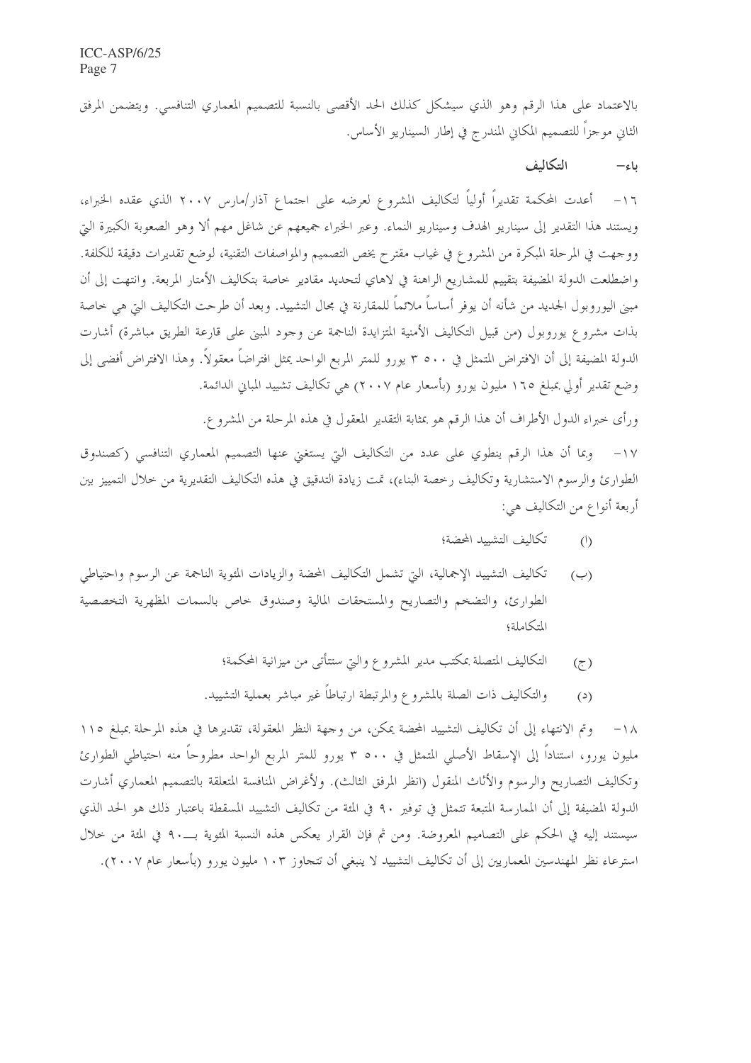بالاعتماد على هذا الرقم وهو الذي سيشكل كذلك الحد الأقصى بالنسبة للتصميم المعماري التنافسي. ويتضمن المرفق الثاني موجزاً للتصميم المكاني المندرج في إطار السيناريو الأساس.

## باء- التكاليف

١٦- أعدت المحكمة تقديراً أولياً لتكاليف المشروع لعرضه على اجتماع آذار/مارس ٢٠٠٧ الذي عقده الخبراء، ويستند هذا التقدير إلى سيناريو الهدف وسيناريو النماء. وعبر الخبراء جميعهم عن شاغل مهم ألا وهو الصعوبة الكبيرة التي ووجهت في المرحلة المبكرة من المشروع في غياب مقترح يخص التصميم والمواصفات التقنية، لوضع تقديرات دقيقة للكلفة. واضطلعت الدولة المضيفة بتقييم للمشاريع الراهنة في لاهاي لتحديد مقادير خاصة بتكاليف الأمتار المربعة. وانتهت إلى أن مبنى اليوروبول الجديد من شأنه أن يوفر أساساً ملائماً للمقارنة في مجال التشييد. وبعد أن طرحت التكاليف التي هي خاصة بذات مشروع يوروبول (من قبيل التكاليف الأمنية المتزايدة الناجمة عن وجود المبنى على قارعة الطريق مباشرة) أشارت الدولة المضيفة إلى أن الافتراض المتمثل في ٣ ٥٠٠ يورو للمتر المربع الواحد يمثل افتراضاً معقولاً. وهذا الافتراض أفضى إلى وضع تقدير أولي بمبلغ ١٦٥ مليون يورو (بأسعار عام ٢٠٠٧) هي تكاليف تشييد المباني الدائمة.

ورأى خبراء الدول الأطراف أن هذا الرقم هو بمثابة التقدير المعقول في هذه المرحلة من المشروع.

١٧- وبما أن هذا الرقم ينطوي على عدد من التكاليف التي يستغني عنها التصميم المعماري التنافسي (كصندوق الطوارئ والرسوم الاستشارية وتكاليف رخصة البناء)، تمت زيادة التدقيق في هذه التكاليف التقديرية من خلال التمييز بين أربعة أنواع من التكاليف هي:

(أ) تكاليف التشييد المحضة؛

(ب) تكاليف التشييد الإجمالية، التي تشمل التكاليف المحضة والزيادات المئوية الناجمة عن الرسوم واحتياطي الطوارئ، والتضخم والتصاريح والمستحقات المالية وصندوق خاص بالسمات المظهرية التخصصية المتكاملة؛

(ج) التكاليف المتصلة بمكتب مدير المشروع والتي ستتأتى من ميزانية المحكمة؛

(د) والتكاليف ذات الصلة بالمشروع والمرتبطة ارتباطاً غير مباشر بعملية التشييد.

١٨- وتم الانتهاء إلى أن تكاليف التشييد المحضة يمكن، من وجهة النظر المعقولة، تقديرها في هذه المرحلة بمبلغ ١١٥ مليون يورو، استناداً إلى الإسقاط الأصلي المتمثل في ٣ ٥٠٠ يورو للمتر المربع الواحد مطروحاً منه احتياطي الطوارئ وتكاليف التصاريح والرسوم والأثاث المنقول (انظر المرفق الثالث). ولأغراض المنافسة المتعلقة بالتصميم المعماري أشارت الدولة المضيفة إلى أن الممارسة المتبعة تتمثل في توفير ٩٠ في المئة من تكاليف التشييد المسقطة باعتبار ذلك هو الحد الذي سيستند إليه في الحكم على التصاميم المعروضة. ومن ثم فإن القرار يعكس هذه النسبة المئوية بـــ٩٠ في المئة من خلال استرعاء نظر المهندسين المعماريين إلى أن تكاليف التشييد لا ينبغي أن تتجاوز ١٠٣ مليون يورو (بأسعار عام ٢٠٠٧).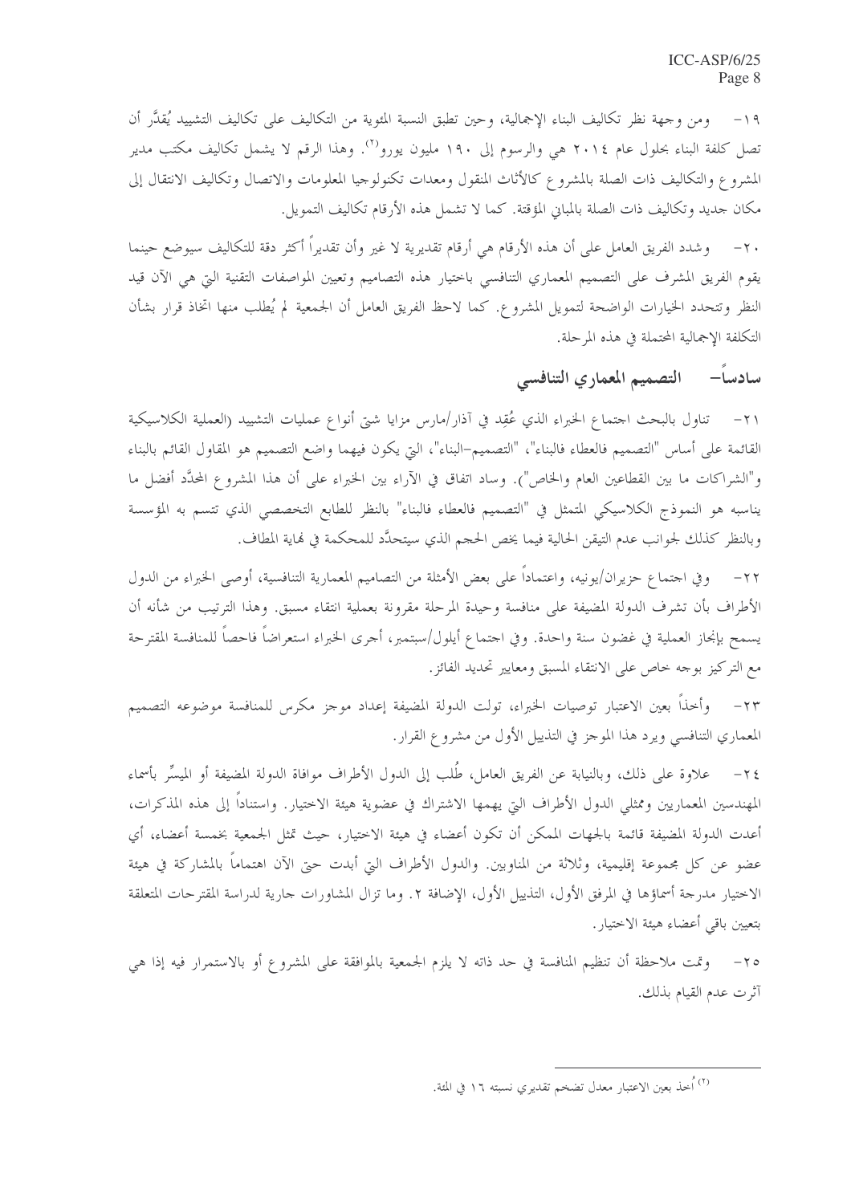١٩- ومن وجهة نظر تكاليف البناء الإجمالية، وحين تطبق النسبة المئوية من التكاليف على تكاليف التشييد يُقدَّر أن تصل كلفة البناء بحلول عام ٢٠١٤ هي والرسوم إلى ١٩٠ مليون يورو[٢]. وهذا الرقم لا يشمل تكاليف مكتب مدير المشروع والتكاليف ذات الصلة بالمشروع كالأثاث المنقول ومعدات تكنولوجيا المعلومات والاتصال وتكاليف الانتقال إلى مكان جديد وتكاليف ذات الصلة بالمباني المؤقتة. كما لا تشمل هذه الأرقام تكاليف التمويل.

٢٠- وشدد الفريق العامل على أن هذه الأرقام هي أرقام تقديرية لا غير وأن تقديراً أكثر دقة للتكاليف سيوضع حينما يقوم الفريق المشرف على التصميم المعماري التنافسي باختيار هذه التصاميم وتعيين المواصفات التقنية التي هي الآن قيد النظر وتتحدد الخيارات الواضحة لتمويل المشروع. كما لاحظ الفريق العامل أن الجمعية لم يُطلب منها اتخاذ قرار بشأن التكلفة الإجمالية المحتملة في هذه المرحلة.

## سادساً- التصميم المعماري التنافسي

٢١- تناول بالبحث اجتماع الخبراء الذي عُقِد في آذار/مارس مزايا شتى أنواع عمليات التشييد (العملية الكلاسيكية القائمة على أساس "التصميم فالعطاء فالبناء"، "التصميم-البناء"، التي يكون فيهما واضع التصميم هو المقاول القائم بالبناء و"الشراكات ما بين القطاعين العام والخاص"). وساد اتفاق في الآراء بين الخبراء على أن هذا المشروع المحدَّد أفضل ما يناسبه هو النموذج الكلاسيكي المتمثل في "التصميم فالعطاء فالبناء" بالنظر للطابع التخصصي الذي تتسم به المؤسسة وبالنظر كذلك لجوانب عدم التيقن الحالية فيما يخص الحجم الذي سيتحدَّد للمحكمة في نهاية المطاف.

٢٢- وفي اجتماع حزيران/يونيه، واعتماداً على بعض الأمثلة من التصاميم المعمارية التنافسية، أوصى الخبراء من الدول الأطراف بأن تشرف الدولة المضيفة على منافسة وحيدة المرحلة مقرونة بعملية انتقاء مسبق. وهذا الترتيب من شأنه أن يسمح بإنجاز العملية في غضون سنة واحدة. وفي اجتماع أيلول/سبتمبر، أجرى الخبراء استعراضاً فاحصاً للمنافسة المقترحة مع التركيز بوجه خاص على الانتقاء المسبق ومعايير تحديد الفائز.

٢٣- وأخذاً بعين الاعتبار توصيات الخبراء، تولت الدولة المضيفة إعداد موجز مكرس للمنافسة موضوعه التصميم المعماري التنافسي ويرد هذا الموجز في التذييل الأول من مشروع القرار.

٢٤- علاوة على ذلك، وبالنيابة عن الفريق العامل، طُلب إلى الدول الأطراف موافاة الدولة المضيفة أو الميسِّر بأسماء المهندسين المعماريين وممثلي الدول الأطراف التي يهمها الاشتراك في عضوية هيئة الاختيار. واستناداً إلى هذه المذكرات، أعدت الدولة المضيفة قائمة بالجهات الممكن أن تكون أعضاء في هيئة الاختيار، حيث تمثل الجمعية بخمسة أعضاء، أي عضو عن كل مجموعة إقليمية، وثلاثة من المناوبين. والدول الأطراف التي أبدت حتى الآن اهتماماً بالمشاركة في هيئة الاختيار مدرجة أسماؤها في المرفق الأول، التذييل الأول، الإضافة ٢. وما تزال المشاورات جارية لدراسة المقترحات المتعلقة بتعيين باقي أعضاء هيئة الاختيار.

٢٥- وتمت ملاحظة أن تنظيم المنافسة في حد ذاته لا يلزم الجمعية بالموافقة على المشروع أو بالاستمرار فيه إذا هي آثرت عدم القيام بذلك.

---

[٢] أُخذ بعين الاعتبار معدل تضخم تقديري نسبته ١٦ في المئة.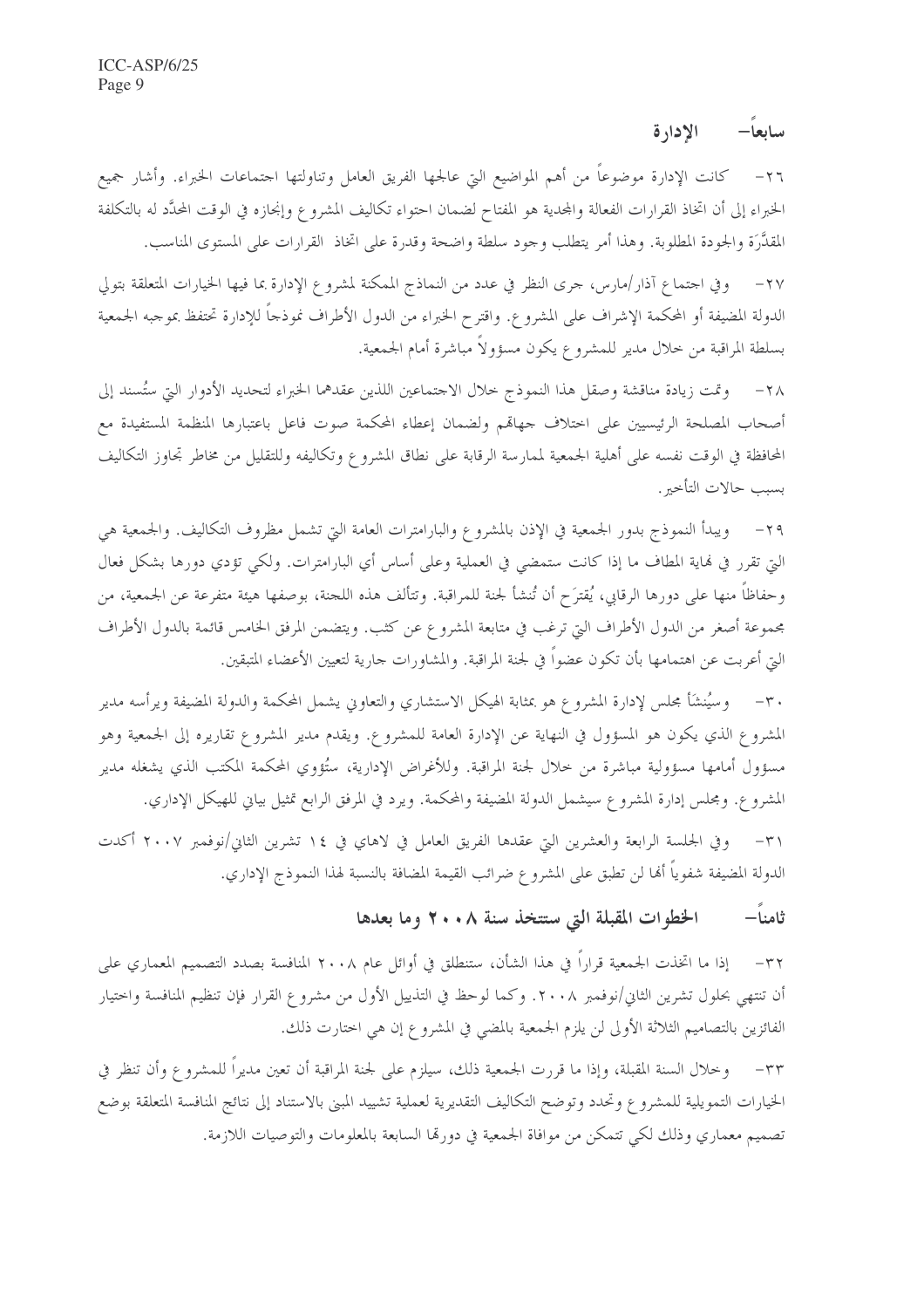## سابعاً- الإدارة

٢٦- كانت الإدارة موضوعاً من أهم المواضيع التي عالجها الفريق العامل وتناولتها اجتماعات الخبراء. وأشار جميع الخبراء إلى أن اتخاذ القرارات الفعالة والمجدية هو المفتاح لضمان احتواء تكاليف المشروع وإنجازه في الوقت المحدَّد له بالتكلفة المقدَّرَة والجودة المطلوبة. وهذا أمر يتطلب وجود سلطة واضحة وقدرة على اتخاذ القرارات على المستوى المناسب.

٢٧- وفي اجتماع آذار/مارس، جرى النظر في عدد من النماذج الممكنة لمشروع الإدارة بما فيها الخيارات المتعلقة بتولي الدولة المضيفة أو المحكمة الإشراف على المشروع. واقترح الخبراء من الدول الأطراف نموذجاً للإدارة تحتفظ بموجبه الجمعية بسلطة المراقبة من خلال مدير للمشروع يكون مسؤولاً مباشرة أمام الجمعية.

٢٨- وتمت زيادة مناقشة وصقل هذا النموذج خلال الاجتماعين اللذين عقدهما الخبراء لتحديد الأدوار التي ستُسند إلى أصحاب المصلحة الرئيسيين على اختلاف جهاتهم ولضمان إعطاء المحكمة صوت فاعل باعتبارها المنظمة المستفيدة مع المحافظة في الوقت نفسه على أهلية الجمعية لممارسة الرقابة على نطاق المشروع وتكاليفه وللتقليل من مخاطر تجاوز التكاليف بسبب حالات التأخير.

٢٩- ويبدأ النموذج بدور الجمعية في الإذن بالمشروع والبارامترات العامة التي تشمل مظروف التكاليف. والجمعية هي التي تقرر في نهاية المطاف ما إذا كانت ستمضي في العملية وعلى أساس أي البارامترات. ولكي تؤدي دورها بشكل فعال وحفاظاً منها على دورها الرقابي، يُقترَح أن تُنشأ لجنة للمراقبة. وتتألف هذه اللجنة، بوصفها هيئة متفرعة عن الجمعية، من مجموعة أصغر من الدول الأطراف التي ترغب في متابعة المشروع عن كثب. ويتضمن المرفق الخامس قائمة بالدول الأطراف التي أعربت عن اهتمامها بأن تكون عضواً في لجنة المراقبة. والمشاورات جارية لتعيين الأعضاء المتبقين.

٣٠- وسيُنشأ مجلس لإدارة المشروع هو بمثابة الهيكل الاستشاري والتعاوني يشمل المحكمة والدولة المضيفة ويرأسه مدير المشروع الذي يكون هو المسؤول في النهاية عن الإدارة العامة للمشروع. ويقدم مدير المشروع تقاريره إلى الجمعية وهو مسؤول أمامها مسؤولية مباشرة من خلال لجنة المراقبة. وللأغراض الإدارية، ستُؤوي المحكمة المكتب الذي يشغله مدير المشروع. ومجلس إدارة المشروع سيشمل الدولة المضيفة والمحكمة. ويرد في المرفق الرابع تمثيل بياني للهيكل الإداري.

٣١- وفي الجلسة الرابعة والعشرين التي عقدها الفريق العامل في لاهاي في ١٤ تشرين الثاني/نوفمبر ٢٠٠٧ أكدت الدولة المضيفة شفوياً أنها لن تطبق على المشروع ضرائب القيمة المضافة بالنسبة لهذا النموذج الإداري.

## ثامناً- الخطوات المقبلة التي ستتخذ سنة ٢٠٠٨ وما بعدها

٣٢- إذا ما اتخذت الجمعية قراراً في هذا الشأن، ستنطلق في أوائل عام ٢٠٠٨ المنافسة بصدد التصميم المعماري على أن تنتهي بحلول تشرين الثاني/نوفمبر ٢٠٠٨. وكما لوحظ في التذييل الأول من مشروع القرار فإن تنظيم المنافسة واختيار الفائزين بالتصاميم الثلاثة الأولى لن يلزم الجمعية بالمضي في المشروع إن هي اختارت ذلك.

٣٣- وخلال السنة المقبلة، وإذا ما قررت الجمعية ذلك، سيلزم على لجنة المراقبة أن تعين مديراً للمشروع وأن تنظر في الخيارات التمويلية للمشروع وتحدد وتوضح التكاليف التقديرية لعملية تشييد المبنى بالاستناد إلى نتائج المنافسة المتعلقة بوضع تصميم معماري وذلك لكي تتمكن من موافاة الجمعية في دورتها السابعة بالمعلومات والتوصيات اللازمة.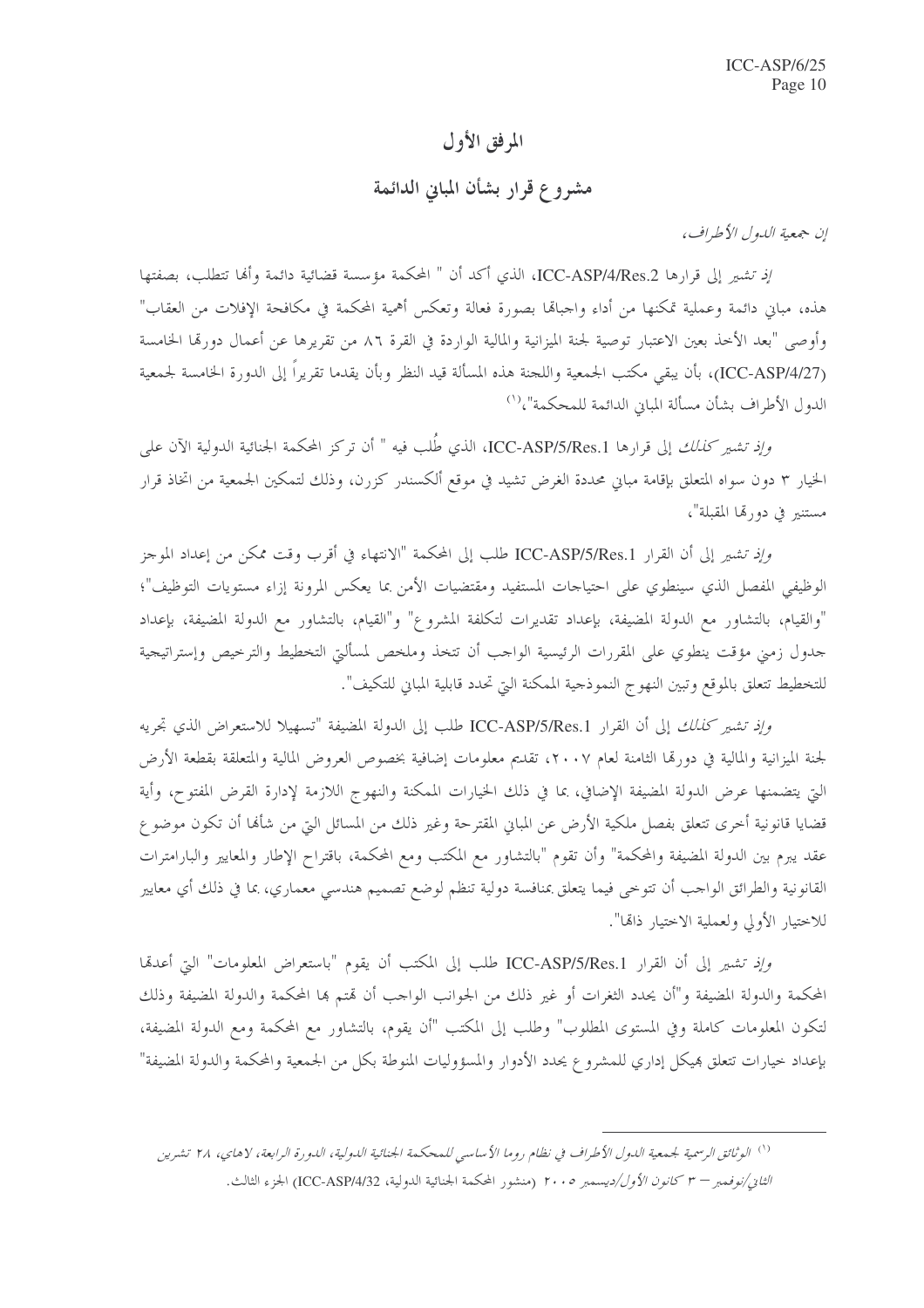# المرفق الأول

## مشروع قرار بشأن المباني الدائمة

*إن جمعية الدول الأطراف،*

*إذ تشير* إلى قرارها ICC-ASP/4/Res.2، الذي أكد أن " المحكمة مؤسسة قضائية دائمة وأنها تتطلب، بصفتها هذه، مباني دائمة وعملية تمكنها من أداء واجباتها بصورة فعالة وتعكس أهمية المحكمة في مكافحة الإفلات من العقاب" وأوصى "بعد الأخذ بعين الاعتبار توصية لجنة الميزانية والمالية الواردة في الفقرة ٨٦ من تقريرها عن أعمال دورتها الخامسة (ICC-ASP/4/27)، بأن يبقي مكتب الجمعية واللجنة هذه المسألة قيد النظر وبأن يقدما تقريراً إلى الدورة الخامسة لجمعية الدول الأطراف بشأن مسألة المباني الدائمة للمحكمة"،[1]

*وإذ تشير كذلك* إلى قرارها ICC-ASP/5/Res.1، الذي طُلب فيه " أن تركز المحكمة الجنائية الدولية الآن على الخيار ٣ دون سواه المتعلق بإقامة مباني محددة الغرض تشيد في موقع ألكسندر كزرن، وذلك لتمكين الجمعية من اتخاذ قرار مستنير في دورتها المقبلة"،

*وإذ تشير* إلى أن القرار ICC-ASP/5/Res.1 طلب إلى المحكمة "الانتهاء في أقرب وقت ممكن من إعداد الموجز الوظيفي المفصل الذي سينطوي على احتياجات المستفيد ومقتضيات الأمن بما يعكس المرونة إزاء مستويات التوظيف"؛ "والقيام، بالتشاور مع الدولة المضيفة، بإعداد تقديرات لتكلفة المشروع" و"القيام، بالتشاور مع الدولة المضيفة، بإعداد جدول زمني مؤقت ينطوي على المقررات الرئيسية الواجب أن تتخذ وملخص لمسألتي التخطيط والترخيص وإستراتيجية للتخطيط تتعلق بالموقع وتبين النهوج النموذجية الممكنة التي تحدد قابلية المباني للتكيف".

*وإذ تشير كذلك* إلى أن القرار ICC-ASP/5/Res.1 طلب إلى الدولة المضيفة "تسهيلا للاستعراض الذي تجريه لجنة الميزانية والمالية في دورتها الثامنة لعام ٢٠٠٧، تقديم معلومات إضافية بخصوص العروض المالية والمتعلقة بقطعة الأرض التي يتضمنها عرض الدولة المضيفة الإضافي، بما في ذلك الخيارات الممكنة والنهوج اللازمة لإدارة القرض المفتوح، وأية قضايا قانونية أخرى تتعلق بفصل ملكية الأرض عن المباني المقترحة وغير ذلك من المسائل التي من شأنها أن تكون موضوع عقد يبرم بين الدولة المضيفة والمحكمة" وأن تقوم "بالتشاور مع المكتب ومع المحكمة، باقتراح الإطار والمعايير والبارامترات القانونية والطرائق الواجب أن تتوخى فيما يتعلق بمنافسة دولية تنظم لوضع تصميم هندسي معماري، بما في ذلك أي معايير للاختيار الأولي ولعملية الاختيار ذاتها".

*وإذ تشير* إلى أن القرار ICC-ASP/5/Res.1 طلب إلى المكتب أن يقوم "باستعراض المعلومات" التي أعدتها المحكمة والدولة المضيفة و"أن يحدد الثغرات أو غير ذلك من الجوانب الواجب أن تهتم بها المحكمة والدولة المضيفة وذلك لتكون المعلومات كاملة وفي المستوى المطلوب" وطلب إلى المكتب "أن يقوم، بالتشاور مع المحكمة ومع الدولة المضيفة، بإعداد خيارات تتعلق بهيكل إداري للمشروع يحدد الأدوار والمسؤوليات المنوطة بكل من الجمعية والمحكمة والدولة المضيفة"

---

[1] *الوثائق الرسمية لجمعية الدول الأطراف في نظام روما الأساسي للمحكمة الجنائية الدولية، الدورة الرابعة، لاهاي، ٢٨ تشرين الثاني/نوفمبر – ٣ كانون الأول/ديسمبر ٢٠٠٥* (منشور المحكمة الجنائية الدولية، ICC-ASP/4/32) الجزء الثالث.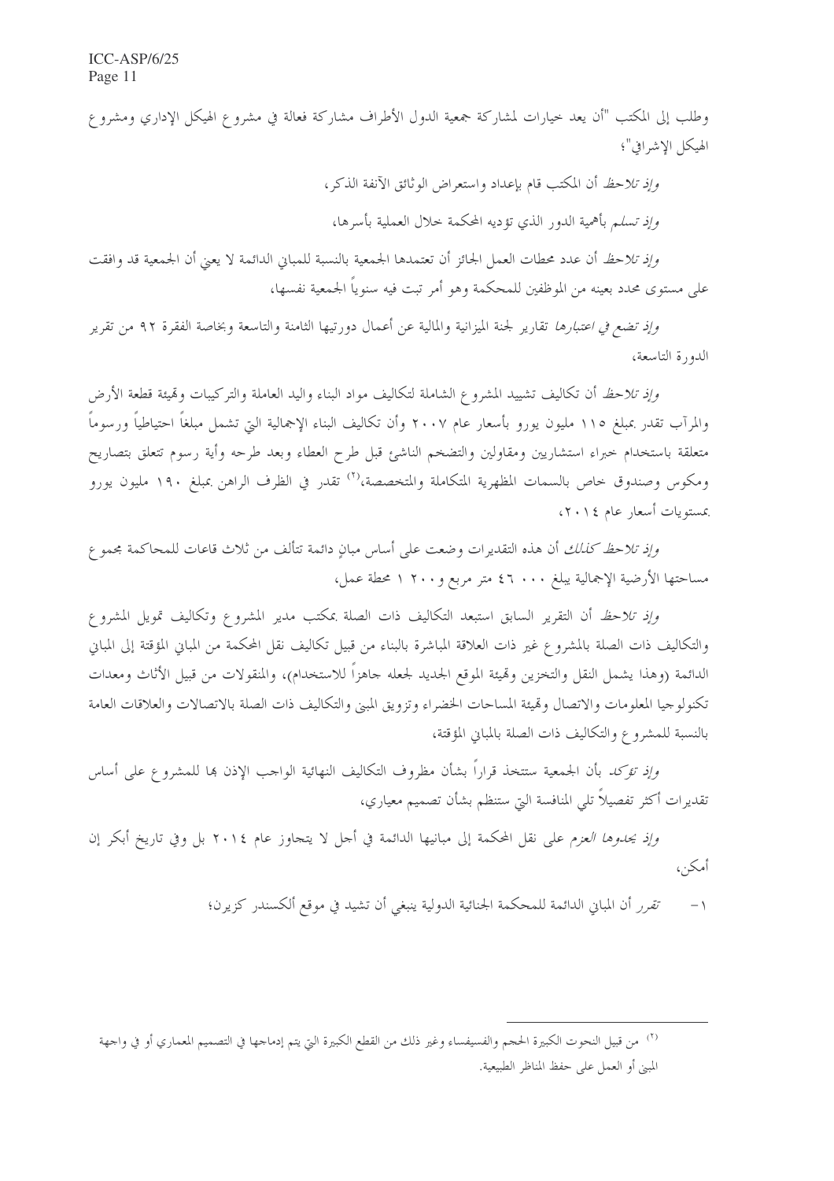وطلب إلى المكتب "أن يعد خيارات لمشاركة جمعية الدول الأطراف مشاركة فعالة في مشروع الهيكل الإداري ومشروع الهيكل الإشرافي"؛

*وإذ تلاحظ* أن المكتب قام بإعداد واستعراض الوثائق الآنفة الذكر،

*وإذ تسلم* بأهمية الدور الذي تؤديه المحكمة خلال العملية بأسرها،

*وإذ تلاحظ* أن عدد محطات العمل الجائز أن تعتمدها الجمعية بالنسبة للمباني الدائمة لا يعني أن الجمعية قد وافقت على مستوى محدد بعينه من الموظفين للمحكمة وهو أمر تبت فيه سنوياً الجمعية نفسها،

*وإذ تضع في اعتبارها* تقارير لجنة الميزانية والمالية عن أعمال دورتيها الثامنة والتاسعة وبخاصة الفقرة ٩٢ من تقرير الدورة التاسعة،

*وإذ تلاحظ* أن تكاليف تشييد المشروع الشاملة لتكاليف مواد البناء واليد العاملة والتركيبات وتهيئة قطعة الأرض والمرآب تقدر بمبلغ ١١٥ مليون يورو بأسعار عام ٢٠٠٧ وأن تكاليف البناء الإجمالية التي تشمل مبلغاً احتياطياً ورسوماً متعلقة باستخدام خبراء استشاريين ومقاولين والتضخم الناشئ قبل طرح العطاء وبعد طرحه وأية رسوم تتعلق بتصاريح ومكوس وصندوق خاص بالسمات المظهرية المتكاملة والمتخصصة،[٢] تقدر في الظرف الراهن بمبلغ ١٩٠ مليون يورو بمستويات أسعار عام ٢٠١٤،

*وإذ تلاحظ كذلك* أن هذه التقديرات وضعت على أساس مبانٍ دائمة تتألف من ثلاث قاعات للمحاكمة مجموع مساحتها الأرضية الإجمالية يبلغ ٤٦ ٠٠٠ متر مربع و١ ٢٠٠ محطة عمل،

*وإذ تلاحظ* أن التقرير السابق استبعد التكاليف ذات الصلة بمكتب مدير المشروع وتكاليف تمويل المشروع والتكاليف ذات الصلة بالمشروع غير ذات العلاقة المباشرة بالبناء من قبيل تكاليف نقل المحكمة من المباني المؤقتة إلى المباني الدائمة (وهذا يشمل النقل والتخزين وتهيئة الموقع الجديد لجعله جاهزاً للاستخدام)، والمنقولات من قبيل الأثاث ومعدات تكنولوجيا المعلومات والاتصال وتهيئة المساحات الخضراء وتزويق المبنى والتكاليف ذات الصلة بالاتصالات والعلاقات العامة بالنسبة للمشروع والتكاليف ذات الصلة بالمباني المؤقتة،

*وإذ تؤكد* بأن الجمعية ستتخذ قراراً بشأن مظروف التكاليف النهائية الواجب الإذن بها للمشروع على أساس تقديرات أكثر تفصيلاً تلي المنافسة التي ستنظم بشأن تصميم معياري،

*وإذ يحدوها العزم* على نقل المحكمة إلى مبانيها الدائمة في أجل لا يتجاوز عام ٢٠١٤ بل وفي تاريخ أبكر إن أمكن،

١- *تقرر* أن المباني الدائمة للمحكمة الجنائية الدولية ينبغي أن تشيد في موقع ألكسندر كزيرن؛

---

[٢] من قبيل النحوت الكبيرة الحجم والفسيفساء وغير ذلك من القطع الكبيرة التي يتم إدماجها في التصميم المعماري أو في واجهة المبنى أو العمل على حفظ المناظر الطبيعية.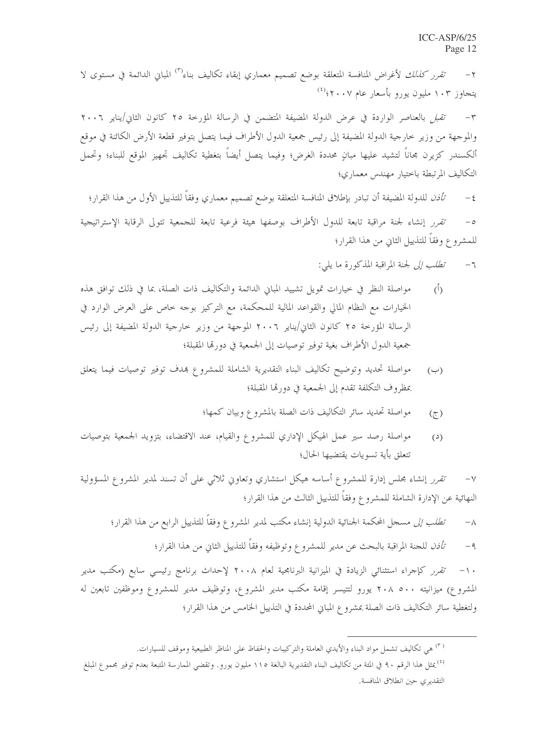٢- *تقرر كذلك* لأغراض المنافسة المتعلقة بوضع تصميم معماري إبقاء تكاليف بناء[٣] المباني الدائمة في مستوى لا يتجاوز ١٠٣ مليون يورو بأسعار عام ٢٠٠٧؛[٤]

٣- *تقبل* بالعناصر الواردة في عرض الدولة المضيفة المتضمن في الرسالة المؤرخة ٢٥ كانون الثاني/يناير ٢٠٠٦ والموجهة من وزير خارجية الدولة المضيفة إلى رئيس جمعية الدول الأطراف فيما يتصل بتوفير قطعة الأرض الكائنة في موقع ألكسندر كزيرن مجاناً لتشيد عليها مبانٍ محددة الغرض؛ وفيما يتصل أيضاً بتغطية تكاليف تجهيز الموقع للبناء؛ وتحمل التكاليف المرتبطة باختيار مهندس معماري؛

٤- *تأذن* للدولة المضيفة أن تبادر بإطلاق المنافسة المتعلقة بوضع تصميم معماري وفقاً للتذييل الأول من هذا القرار؛

٥- *تقرر* إنشاء لجنة مراقبة تابعة للدول الأطراف بوصفها هيئة فرعية تابعة للجمعية تتولى الرقابة الإستراتيجية للمشروع وفقاً للتذييل الثاني من هذا القرار؛

٦- *تطلب إلى* لجنة المراقبة المذكورة ما يلي:

(أ) مواصلة النظر في خيارات تمويل تشييد المباني الدائمة والتكاليف ذات الصلة، بما في ذلك توافق هذه الخيارات مع النظام المالي والقواعد المالية للمحكمة، مع التركيز بوجه خاص على العرض الوارد في الرسالة المؤرخة ٢٥ كانون الثاني/يناير ٢٠٠٦ الموجهة من وزير خارجية الدولة المضيفة إلى رئيس جمعية الدول الأطراف بغية توفير توصيات إلى الجمعية في دورتها المقبلة؛

(ب) مواصلة تحديد وتوضيح تكاليف البناء التقديرية الشاملة للمشروع بهدف توفير توصيات فيما يتعلق بظروف التكلفة تقدم إلى الجمعية في دورتها المقبلة؛

(ج) مواصلة تحديد سائر التكاليف ذات الصلة بالمشروع وبيان كمها؛

(د) مواصلة رصد سير عمل الهيكل الإداري للمشروع والقيام، عند الاقتضاء، بتزويد الجمعية بتوصيات تتعلق بأية تسويات يقتضيها الحال؛

٧- *تقرر* إنشاء مجلس إدارة للمشروع أساسه هيكل استشاري وتعاوني ثلاثي على أن تسند لمدير المشروع المسؤولية النهائية عن الإدارة الشاملة للمشروع وفقاً للتذييل الثالث من هذا القرار؛

٨- *تطلب إلى* مسجل المحكمة الجنائية الدولية إنشاء مكتب لمدير المشروع وفقاً للتذييل الرابع من هذا القرار؛

٩- *تأذن* للجنة المراقبة بالبحث عن مدير للمشروع وتوظيفه وفقاً للتذييل الثاني من هذا القرار؛

١٠- *تقرر* كإجراء استثنائي الزيادة في الميزانية البرنامجية لعام ٢٠٠٨ لإحداث برنامج رئيسي سابع (مكتب مدير المشروع) ميزانيته ٥٠٠ ٢٠٨ يورو لتتيسر إقامة مكتب مدير المشروع، وتوظيف مدير للمشروع وموظفين تابعين له ولتغطية سائر التكاليف ذات الصلة بمشروع المباني المحددة في التذييل الخامس من هذا القرار؛

---

[٣] هي تكاليف تشمل مواد البناء والأيدي العاملة والتركيبات والحفاظ على المناظر الطبيعية وموقف للسيارات.

[٤] يمثل هذا الرقم ٩٠ في المئة من تكاليف البناء التقديرية البالغة ١١٥ مليون يورو. وتقضي الممارسة المتبعة بعدم توفير مجموع المبلغ التقديري حين انطلاق المنافسة.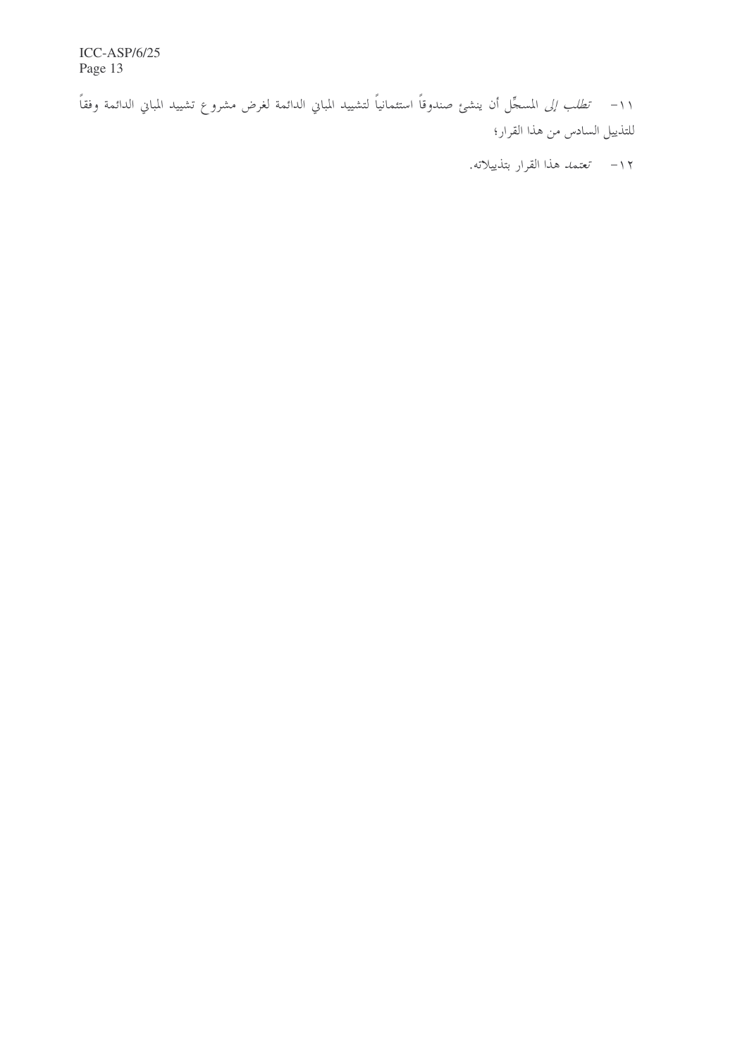١١- *تطلب إلى* المسجِّل أن ينشئ صندوقاً استئمانياً لتشييد المباني الدائمة لغرض مشروع تشييد المباني الدائمة وفقاً للتذييل السادس من هذا القرار؛

١٢- *تعتمد* هذا القرار بتذييلاته.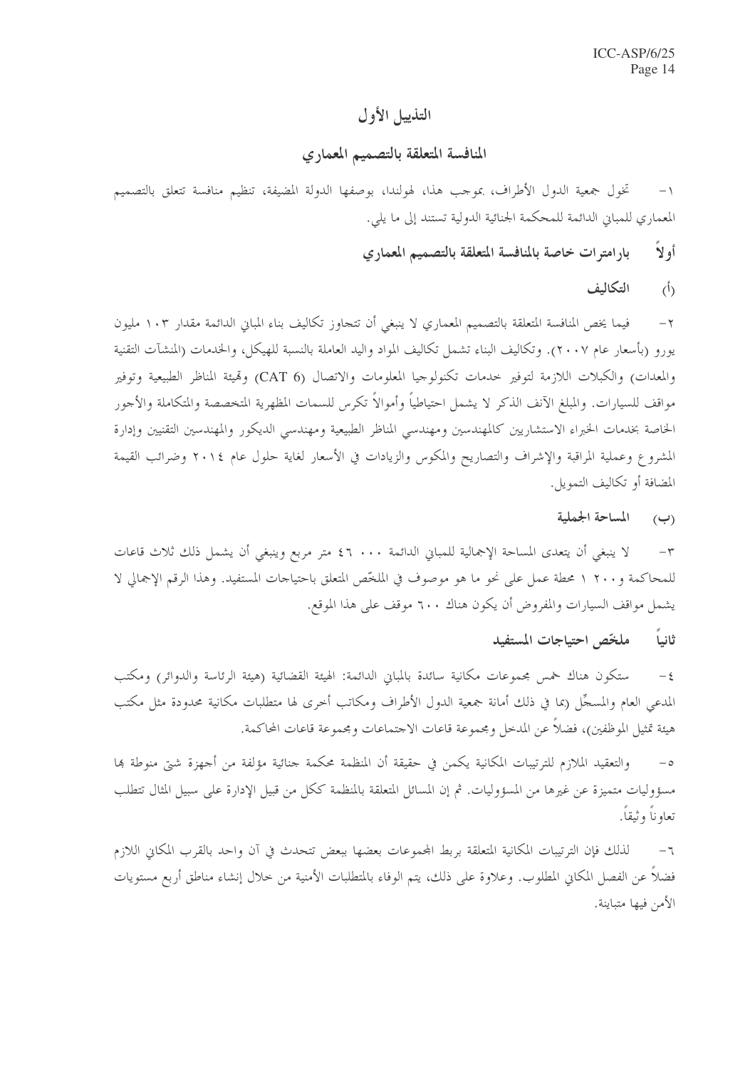# التذييل الأول

## المنافسة المتعلقة بالتصميم المعماري

١- تخول جمعية الدول الأطراف، بموجب هذا، لهولندا، بوصفها الدولة المضيفة، تنظيم منافسة تتعلق بالتصميم المعماري للمباني الدائمة للمحكمة الجنائية الدولية تستند إلى ما يلي.

### أولاً بارامترات خاصة بالمنافسة المتعلقة بالتصميم المعماري

#### (أ) التكاليف

٢- فيما يخص المنافسة المتعلقة بالتصميم المعماري لا ينبغي أن تتجاوز تكاليف بناء المباني الدائمة مقدار ١٠٣ مليون يورو (بأسعار عام ٢٠٠٧). وتكاليف البناء تشمل تكاليف المواد واليد العاملة بالنسبة للهيكل، والخدمات (المنشآت التقنية والمعدات) والكبلات اللازمة لتوفير خدمات تكنولوجيا المعلومات والاتصال (CAT 6) وتهيئة المناظر الطبيعية وتوفير مواقف للسيارات. والمبلغ الآنف الذكر لا يشمل احتياطياً وأموالاً تكرس للسمات المظهرية المتخصصة والمتكاملة والأجور الخاصة بخدمات الخبراء الاستشاريين كالمهندسين ومهندسي المناظر الطبيعية ومهندسي الديكور والمهندسين التقنيين وإدارة المشروع وعملية المراقبة والإشراف والتصاريح والمكوس والزيادات في الأسعار لغاية حلول عام ٢٠١٤ وضرائب القيمة المضافة أو تكاليف التمويل.

#### (ب) المساحة الجملية

٣- لا ينبغي أن يتعدى المساحة الإجمالية للمباني الدائمة ٤٦ ٠٠٠ متر مربع وينبغي أن يشمل ذلك ثلاث قاعات للمحاكمة و١ ٢٠٠ محطة عمل على نحو ما هو موصوف في الملخّص المتعلق باحتياجات المستفيد. وهذا الرقم الإجمالي لا يشمل مواقف السيارات والمفروض أن يكون هناك ٦٠٠ موقف على هذا الموقع.

### ثانياً ملخّص احتياجات المستفيد

٤- ستكون هناك خمس مجموعات مكانية سائدة بالمباني الدائمة: الهيئة القضائية (هيئة الرئاسة والدوائر) ومكتب المدعي العام والمسجِّل (بما في ذلك أمانة جمعية الدول الأطراف ومكاتب أخرى لها متطلبات مكانية محدودة مثل مكتب هيئة تمثيل الموظفين)، فضلاً عن المدخل ومجموعة قاعات الاجتماعات ومجموعة قاعات المحاكمة.

٥- والتعقيد الملازم للترتيبات المكانية يكمن في حقيقة أن المنظمة محكمة جنائية مؤلفة من أجهزة شتى منوطة بها مسؤوليات متميزة عن غيرها من المسؤوليات. ثم إن المسائل المتعلقة بالمنظمة ككل من قبيل الإدارة على سبيل المثال تتطلب تعاوناً وثيقاً.

٦- لذلك فإن الترتيبات المكانية المتعلقة بربط المجموعات بعضها ببعض تتحدث في آن واحد بالقرب المكاني اللازم فضلاً عن الفصل المكاني المطلوب. وعلاوة على ذلك، يتم الوفاء بالمتطلبات الأمنية من خلال إنشاء مناطق أربع مستويات الأمن فيها متباينة.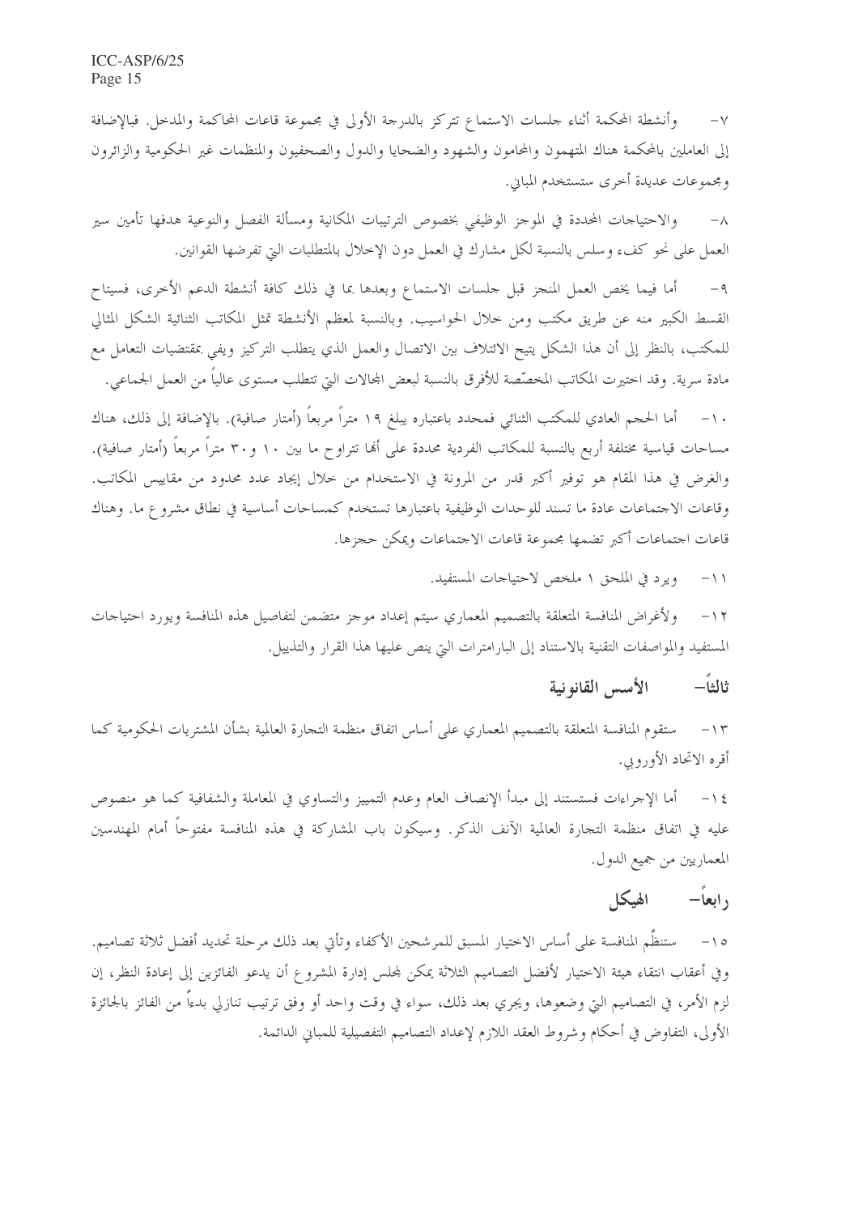٧- وأنشطة المحكمة أثناء جلسات الاستماع تتركز بالدرجة الأولى في مجموعة قاعات المحاكمة والمدخل. فبالإضافة إلى العاملين بالمحكمة هناك المتهمون والمحامون والشهود والضحايا والدول والصحفيون والمنظمات غير الحكومية والزائرون ومجموعات عديدة أخرى ستستخدم المباني.

٨- والاحتياجات المحددة في الموجز الوظيفي بخصوص الترتيبات المكانية ومسألة الفصل والنوعية هدفها تأمين سير العمل على نحو كفء وسلس بالنسبة لكل مشارك في العمل دون الإخلال بالمتطلبات التي تفرضها القوانين.

٩- أما فيما يخص العمل المنجز قبل جلسات الاستماع وبعدها بما في ذلك كافة أنشطة الدعم الأخرى، فسيتاح القسط الكبير منه عن طريق مكتب ومن خلال الحواسيب. وبالنسبة لمعظم الأنشطة تمثل المكاتب الثنائية الشكل المثالي للمكتب، بالنظر إلى أن هذا الشكل يتيح الائتلاف بين الاتصال والعمل الذي يتطلب التركيز ويفي بمقتضيات التعامل مع مادة سرية. وقد اختيرت المكاتب المخصّصة للأفرق بالنسبة لبعض المجالات التي تتطلب مستوى عالياً من العمل الجماعي.

١٠- أما الحجم العادي للمكتب الثنائي فمحدد باعتباره يبلغ ١٩ متراً مربعاً (أمتار صافية). بالإضافة إلى ذلك، هناك مساحات قياسية مختلفة أربع بالنسبة للمكاتب الفردية محددة على أنها تتراوح ما بين ١٠ و٣٠ متراً مربعاً (أمتار صافية). والغرض في هذا المقام هو توفير أكبر قدر من المرونة في الاستخدام من خلال إيجاد عدد محدود من مقاييس المكاتب. وقاعات الاجتماعات عادة ما تسند للوحدات الوظيفية باعتبارها تستخدم كمساحات أساسية في نطاق مشروع ما. وهناك قاعات اجتماعات أكبر تضمها مجموعة قاعات الاجتماعات ويمكن حجزها.

١١- ويرد في الملحق ١ ملخص لاحتياجات المستفيد.

١٢- ولأغراض المنافسة المتعلقة بالتصميم المعماري سيتم إعداد موجز متضمن لتفاصيل هذه المنافسة ويورد احتياجات المستفيد والمواصفات التقنية بالاستناد إلى البارامترات التي ينص عليها هذا القرار والتذييل.

## ثالثاً- الأسس القانونية

١٣- ستقوم المنافسة المتعلقة بالتصميم المعماري على أساس اتفاق منظمة التجارة العالمية بشأن المشتريات الحكومية كما أقره الاتحاد الأوروبي.

١٤- أما الإجراءات فستستند إلى مبدأ الإنصاف العام وعدم التمييز والتساوي في المعاملة والشفافية كما هو منصوص عليه في اتفاق منظمة التجارة العالمية الآنف الذكر. وسيكون باب المشاركة في هذه المنافسة مفتوحاً أمام المهندسين المعماريين من جميع الدول.

## رابعاً- الهيكل

١٥- ستنظَّم المنافسة على أساس الاختيار المسبق للمرشحين الأكفاء وتأتي بعد ذلك مرحلة تحديد أفضل ثلاثة تصاميم. وفي أعقاب انتقاء هيئة الاختيار لأفضل التصاميم الثلاثة يمكن لمجلس إدارة المشروع أن يدعو الفائزين إلى إعادة النظر، إن لزم الأمر، في التصاميم التي وضعوها، ويجري بعد ذلك، سواء في وقت واحد أو وفق ترتيب تنازلي بدءاً من الفائز بالجائزة الأولى، التفاوض في أحكام وشروط العقد اللازم لإعداد التصاميم التفصيلية للمباني الدائمة.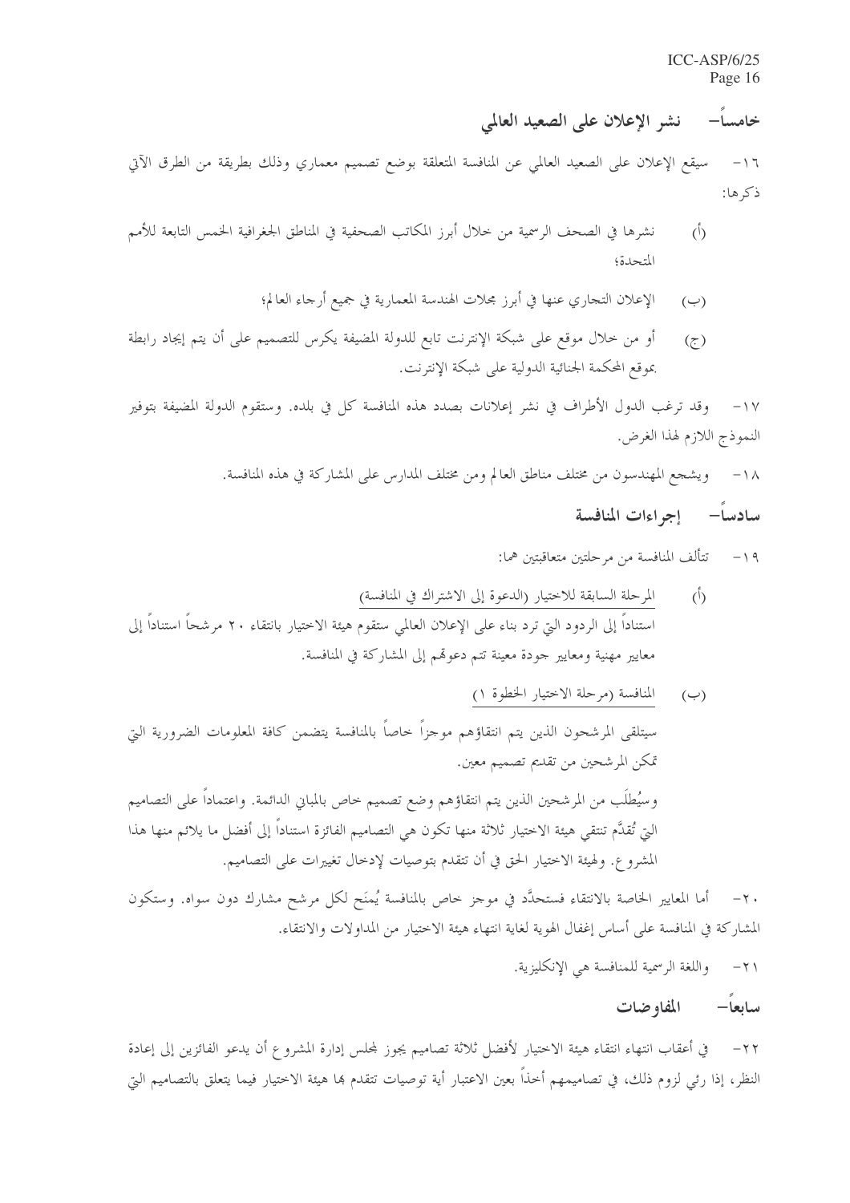## خامساً– نشر الإعلان على الصعيد العالمي

١٦– سيقع الإعلان على الصعيد العالمي عن المنافسة المتعلقة بوضع تصميم معماري وذلك بطريقة من الطرق الآتي ذكرها:

(أ) نشرها في الصحف الرسمية من خلال أبرز المكاتب الصحفية في المناطق الجغرافية الخمس التابعة للأمم المتحدة؛

(ب) الإعلان التجاري عنها في أبرز مجلات الهندسة المعمارية في جميع أرجاء العالم؛

(ج) أو من خلال موقع على شبكة الإنترنت تابع للدولة المضيفة يكرس للتصميم على أن يتم إيجاد رابطة بموقع المحكمة الجنائية الدولية على شبكة الإنترنت.

١٧– وقد ترغب الدول الأطراف في نشر إعلانات بصدد هذه المنافسة كل في بلده. وستقوم الدولة المضيفة بتوفير النموذج اللازم لهذا الغرض.

١٨– ويشجع المهندسون من مختلف مناطق العالم ومن مختلف المدارس على المشاركة في هذه المنافسة.

## سادساً– إجراءات المنافسة

١٩– تتألف المنافسة من مرحلتين متعاقبتين هما:

(أ) المرحلة السابقة للاختيار (الدعوة إلى الاشتراك في المنافسة)

استناداً إلى الردود التي ترد بناء على الإعلان العالمي ستقوم هيئة الاختيار بانتقاء ٢٠ مرشحاً استناداً إلى معايير مهنية ومعايير جودة معينة تتم دعوتهم إلى المشاركة في المنافسة.

(ب) المنافسة (مرحلة الاختيار الخطوة ١)

سيتلقى المرشحون الذين يتم انتقاؤهم موجزاً خاصاً بالمنافسة يتضمن كافة المعلومات الضرورية التي تمكن المرشحين من تقديم تصميم معين.

وسيُطلَب من المرشحين الذين يتم انتقاؤهم وضع تصميم خاص بالمباني الدائمة. واعتماداً على التصاميم التي تُقدَّم تنتقي هيئة الاختيار ثلاثة منها تكون هي التصاميم الفائزة استناداً إلى أفضل ما يلائم منها هذا المشروع. ولهيئة الاختيار الحق في أن تتقدم بتوصيات لإدخال تغييرات على التصاميم.

٢٠– أما المعايير الخاصة بالانتقاء فستحدَّد في موجز خاص بالمنافسة يُمنَح لكل مرشح مشارك دون سواه. وستكون المشاركة في المنافسة على أساس إغفال الهوية لغاية انتهاء هيئة الاختيار من المداولات والانتقاء.

٢١– واللغة الرسمية للمنافسة هي الإنكليزية.

## سابعاً– المفاوضات

٢٢– في أعقاب انتهاء انتقاء هيئة الاختيار لأفضل ثلاثة تصاميم يجوز لمجلس إدارة المشروع أن يدعو الفائزين إلى إعادة النظر، إذا رئي لزوم ذلك، في تصاميمهم أخذاً بعين الاعتبار أية توصيات تتقدم بها هيئة الاختيار فيما يتعلق بالتصاميم التي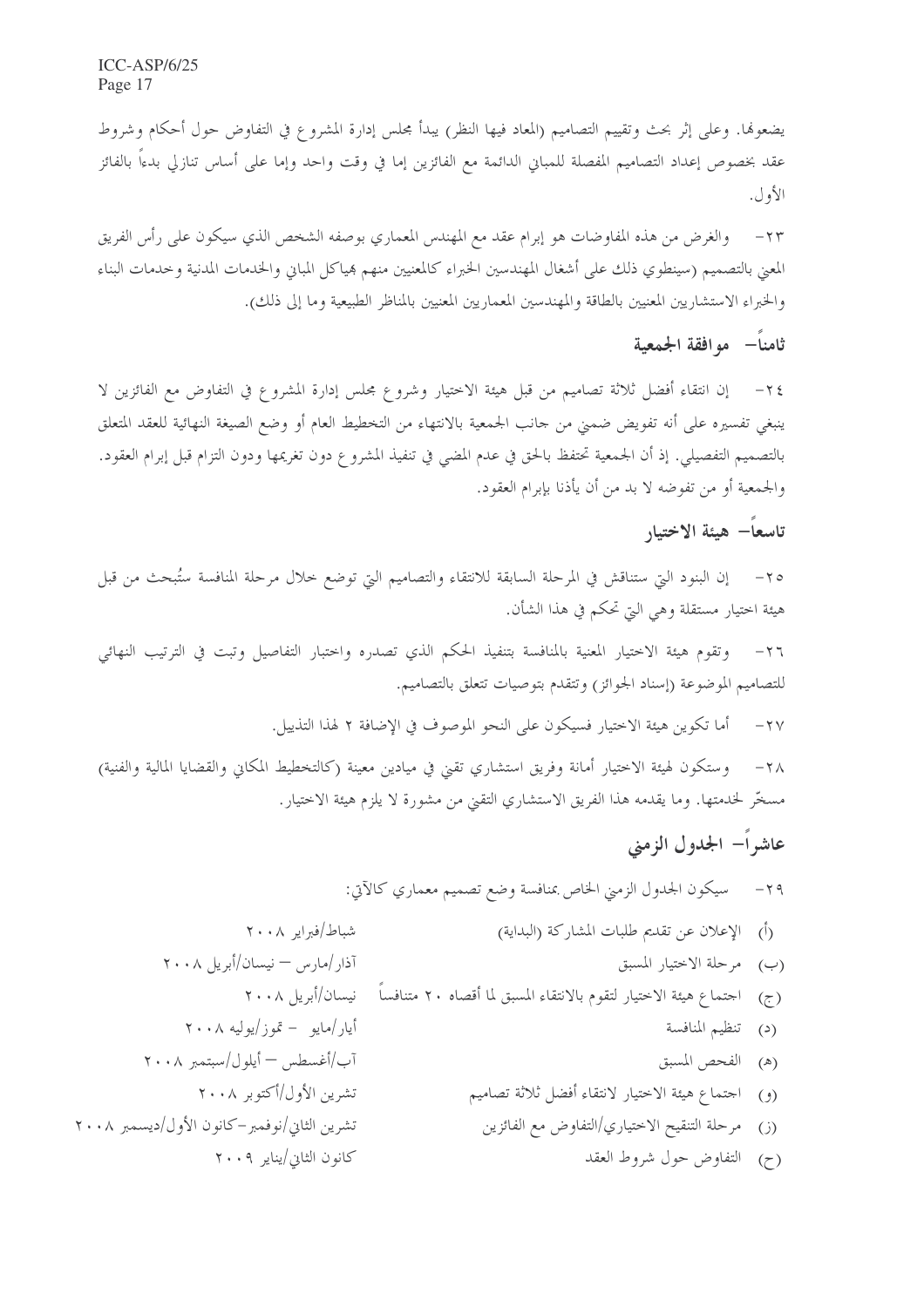يضعوها. وعلى إثر بحث وتقييم التصاميم (المعاد فيها النظر) يبدأ مجلس إدارة المشروع في التفاوض حول أحكام وشروط عقد بخصوص إعداد التصاميم المفصلة للمباني الدائمة مع الفائزين إما في وقت واحد وإما على أساس تنازلي بدءاً بالفائز الأول.

٢٣- والغرض من هذه المفاوضات هو إبرام عقد مع المهندس المعماري بوصفه الشخص الذي سيكون على رأس الفريق المعني بالتصميم (سينطوي ذلك على أشغال المهندسين الخبراء كالمعنيين منهم بهياكل المباني والخدمات المدنية وخدمات البناء والخبراء الاستشاريين المعنيين بالطاقة والمهندسين المعماريين المعنيين بالمناظر الطبيعية وما إلى ذلك).

## ثامناً- موافقة الجمعية

٢٤- إن انتقاء أفضل ثلاثة تصاميم من قبل هيئة الاختيار وشروع مجلس إدارة المشروع في التفاوض مع الفائزين لا ينبغي تفسيره على أنه تفويض ضمني من جانب الجمعية بالانتهاء من التخطيط العام أو وضع الصيغة النهائية للعقد المتعلق بالتصميم التفصيلي. إذ أن الجمعية تحتفظ بالحق في عدم المضي في تنفيذ المشروع دون تغريمها ودون التزام قبل إبرام العقود. والجمعية أو من تفوضه لا بد من أن يأذنا بإبرام العقود.

## تاسعاً- هيئة الاختيار

٢٥- إن البنود التي ستناقش في المرحلة السابقة للانتقاء والتصاميم التي توضع خلال مرحلة المنافسة ستُبحث من قبل هيئة اختيار مستقلة وهي التي تحكم في هذا الشأن.

٢٦- وتقوم هيئة الاختيار المعنية بالمنافسة بتنفيذ الحكم الذي تصدره واختبار التفاصيل وتبت في الترتيب النهائي للتصاميم الموضوعة (إسناد الجوائز) وتتقدم بتوصيات تتعلق بالتصاميم.

٢٧- أما تكوين هيئة الاختيار فسيكون على النحو الموصوف في الإضافة ٢ لهذا التذييل.

٢٨- وستكون لهيئة الاختيار أمانة وفريق استشاري تقني في ميادين معينة (كالتخطيط المكاني والقضايا المالية والفنية) مسخّر لخدمتها. وما يقدمه هذا الفريق الاستشاري التقني من مشورة لا يلزم هيئة الاختيار.

## عاشراً- الجدول الزمني

٢٩- سيكون الجدول الزمني الخاص بمنافسة وضع تصميم معماري كالآتي:

| | |
|---|---|
| (أ) الإعلان عن تقديم طلبات المشاركة (البداية) | شباط/فبراير ٢٠٠٨ |
| (ب) مرحلة الاختيار المسبق | آذار/مارس – نيسان/أبريل ٢٠٠٨ |
| (ج) اجتماع هيئة الاختيار لتقوم بالانتقاء المسبق لما أقصاه ٢٠ متنافساً | نيسان/أبريل ٢٠٠٨ |
| (د) تنظيم المنافسة | أيار/مايو – تموز/يوليه ٢٠٠٨ |
| (هـ) الفحص المسبق | آب/أغسطس – أيلول/سبتمبر ٢٠٠٨ |
| (و) اجتماع هيئة الاختيار لانتقاء أفضل ثلاثة تصاميم | تشرين الأول/أكتوبر ٢٠٠٨ |
| (ز) مرحلة التنقيح الاختياري/التفاوض مع الفائزين | تشرين الثاني/نوفمبر-كانون الأول/ديسمبر ٢٠٠٨ |
| (ح) التفاوض حول شروط العقد | كانون الثاني/يناير ٢٠٠٩ |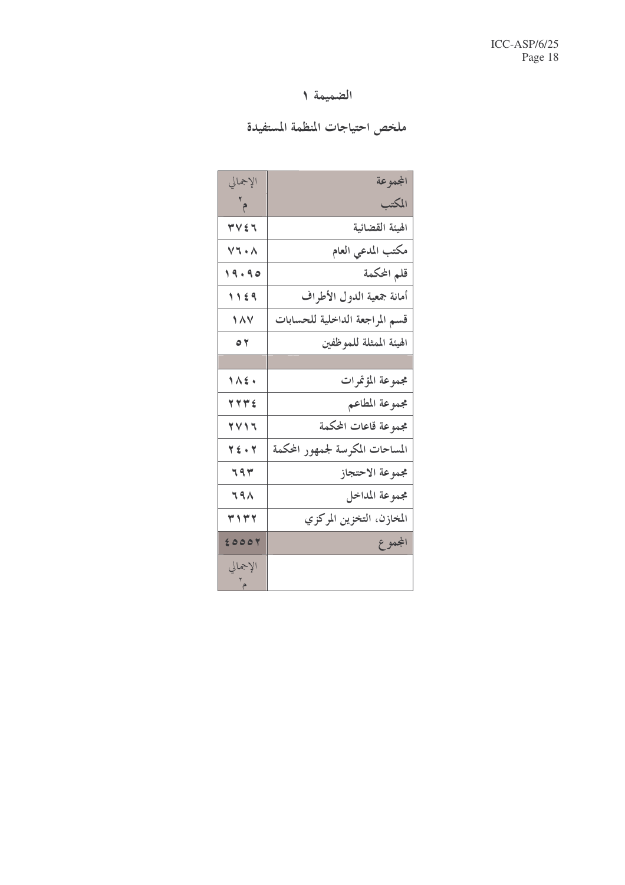# الضميمة ١

## ملخص احتياجات المنظمة المستفيدة

| المجموعة | الإجمالي |
|---|---|
| المكتب | م٢ |
| الهيئة القضائية | ٣٧٤٦ |
| مكتب المدعي العام | ٧٦٠٨ |
| قلم المحكمة | ١٩٠٩٥ |
| أمانة جمعية الدول الأطراف | ١١٤٩ |
| قسم المراجعة الداخلية للحسابات | ١٨٧ |
| الهيئة الممثلة للموظفين | ٥٢ |
| | |
| مجموعة المؤتمرات | ١٨٤٠ |
| مجموعة المطاعم | ٢٢٣٤ |
| مجموعة قاعات المحكمة | ٢٧١٦ |
| المساحات المكرسة لجمهور المحكمة | ٢٤٠٢ |
| مجموعة الاحتجاز | ٦٩٣ |
| مجموعة المداخل | ٦٩٨ |
| المخازن، التخزين المركزي | ٣١٣٢ |
| المجموع | ٤٥٥٥٢ |
| | الإجمالي م٢ |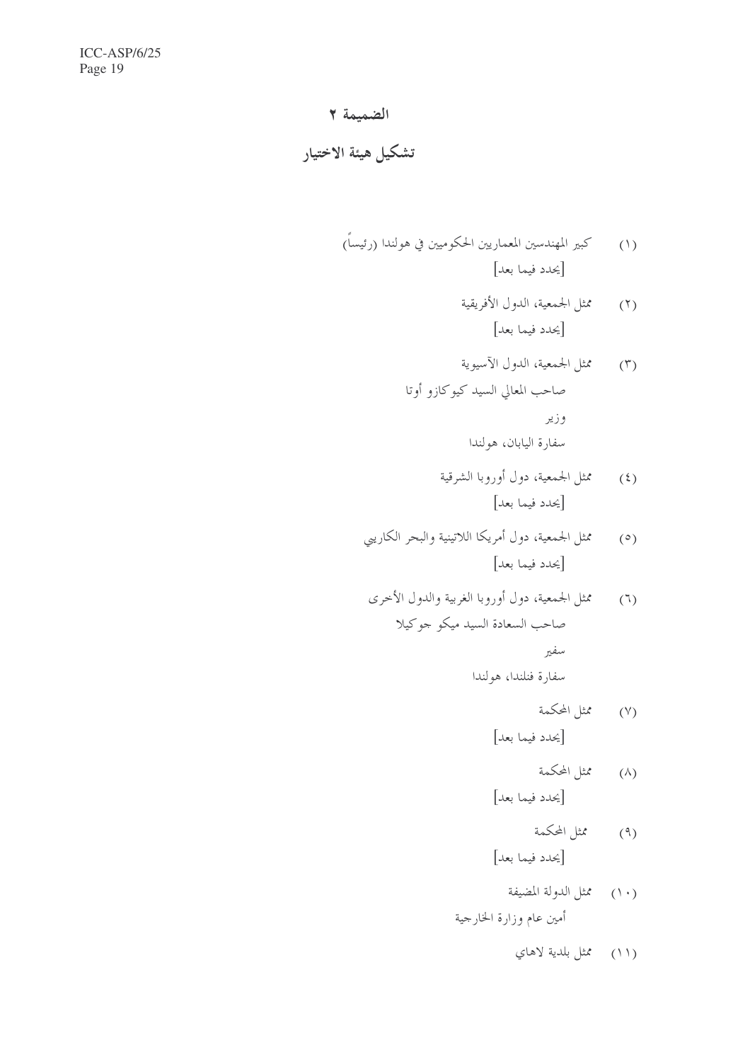# الضميمة ٢

## تشكيل هيئة الاختيار

(١) كبير المهندسين المعماريين الحكوميين في هولندا (رئيساً)

[يحدد فيما بعد]

(٢) ممثل الجمعية، الدول الأفريقية

[يحدد فيما بعد]

(٣) ممثل الجمعية، الدول الآسيوية

صاحب المعالي السيد كيوكازو أوتا

وزير

سفارة اليابان، هولندا

(٤) ممثل الجمعية، دول أوروبا الشرقية

[يحدد فيما بعد]

(٥) ممثل الجمعية، دول أمريكا اللاتينية والبحر الكاريبي

[يحدد فيما بعد]

(٦) ممثل الجمعية، دول أوروبا الغربية والدول الأخرى

صاحب السعادة السيد ميكو جوكيلا

سفير

سفارة فنلندا، هولندا

(٧) ممثل المحكمة

[يحدد فيما بعد]

(٨) ممثل المحكمة

[يحدد فيما بعد]

(٩) ممثل المحكمة

[يحدد فيما بعد]

(١٠) ممثل الدولة المضيفة

أمين عام وزارة الخارجية

(١١) ممثل بلدية لاهاي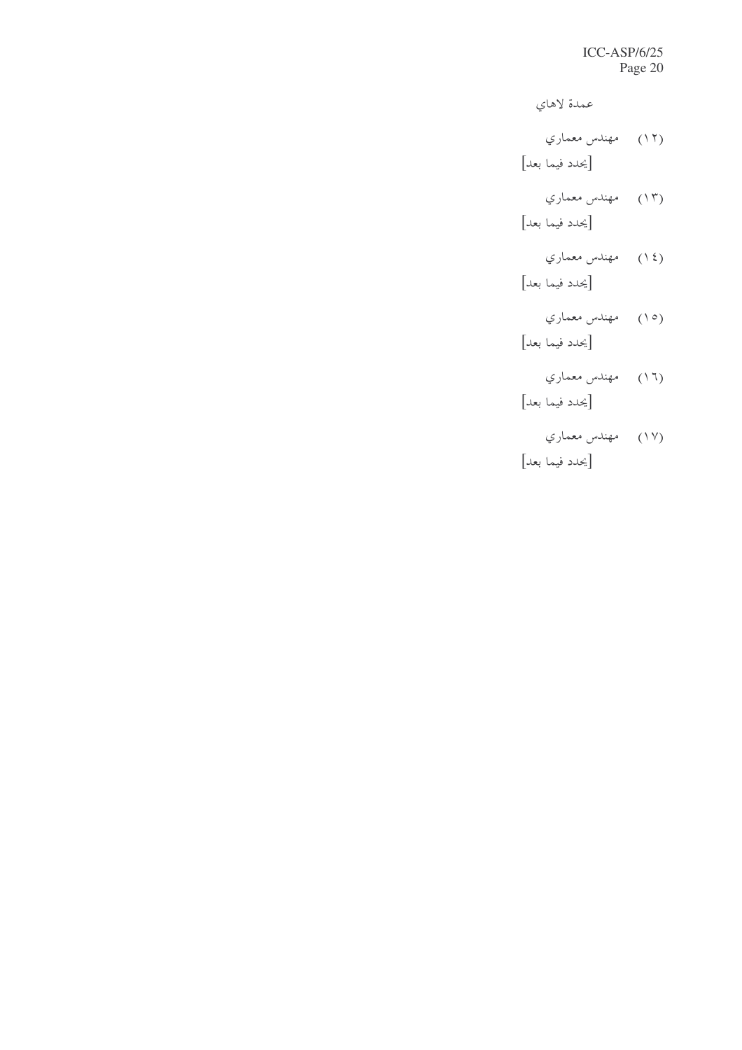عمدة لاهاي

(١٢) مهندس معماري
[يحدد فيما بعد]

(١٣) مهندس معماري
[يحدد فيما بعد]

(١٤) مهندس معماري
[يحدد فيما بعد]

(١٥) مهندس معماري
[يحدد فيما بعد]

(١٦) مهندس معماري
[يحدد فيما بعد]

(١٧) مهندس معماري
[يحدد فيما بعد]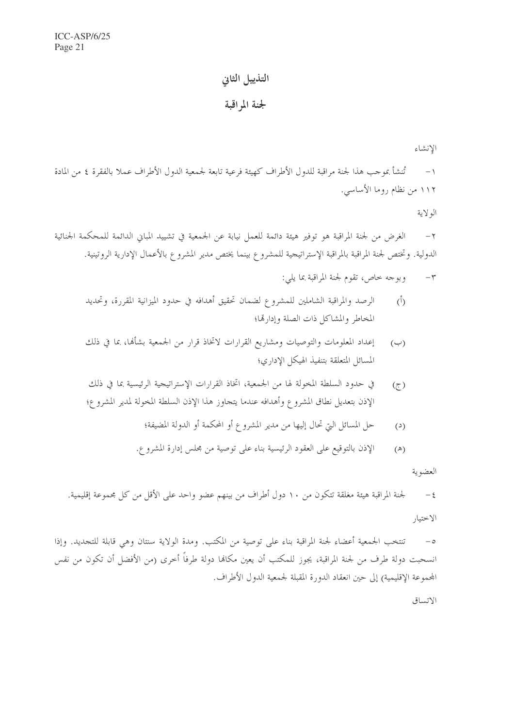# التذييل الثاني

## لجنة المراقبة

الإنشاء

١- تُنشأ بموجب هذا لجنة مراقبة للدول الأطراف كهيئة فرعية تابعة لجمعية الدول الأطراف عملا بالفقرة ٤ من المادة ١١٢ من نظام روما الأساسي.

الولاية

٢- الغرض من لجنة المراقبة هو توفير هيئة دائمة للعمل نيابة عن الجمعية في تشييد المباني الدائمة للمحكمة الجنائية الدولية. وتختص لجنة المراقبة بالمراقبة الإستراتيجية للمشروع بينما يختص مدير المشروع بالأعمال الإدارية الروتينية.

٣- وبوجه خاص، تقوم لجنة المراقبة بما يلي:

(أ) الرصد والمراقبة الشاملين للمشروع لضمان تحقيق أهدافه في حدود الميزانية المقررة، وتحديد المخاطر والمشاكل ذات الصلة وإدارتها؛

(ب) إعداد المعلومات والتوصيات ومشاريع القرارات لاتخاذ قرار من الجمعية بشأنها، بما في ذلك المسائل المتعلقة بتنفيذ الهيكل الإداري؛

(ج) في حدود السلطة المخولة لها من الجمعية، اتخاذ القرارات الإستراتيجية الرئيسية بما في ذلك الإذن بتعديل نطاق المشروع وأهدافه عندما يتجاوز هذا الإذن السلطة المخولة لمدير المشروع؛

(د) حل المسائل التي تحال إليها من مدير المشروع أو المحكمة أو الدولة المضيفة؛

(هـ) الإذن بالتوقيع على العقود الرئيسية بناء على توصية من مجلس إدارة المشروع.

العضوية

٤- لجنة المراقبة هيئة مغلقة تتكون من ١٠ دول أطراف من بينهم عضو واحد على الأقل من كل مجموعة إقليمية.

الاختيار

٥- تنتخب الجمعية أعضاء لجنة المراقبة بناء على توصية من المكتب. ومدة الولاية سنتان وهي قابلة للتجديد. وإذا انسحبت دولة طرف من لجنة المراقبة، يجوز للمكتب أن يعين مكانها دولة طرفاً أخرى (من الأفضل أن تكون من نفس المجموعة الإقليمية) إلى حين انعقاد الدورة المقبلة لجمعية الدول الأطراف.

الاتساق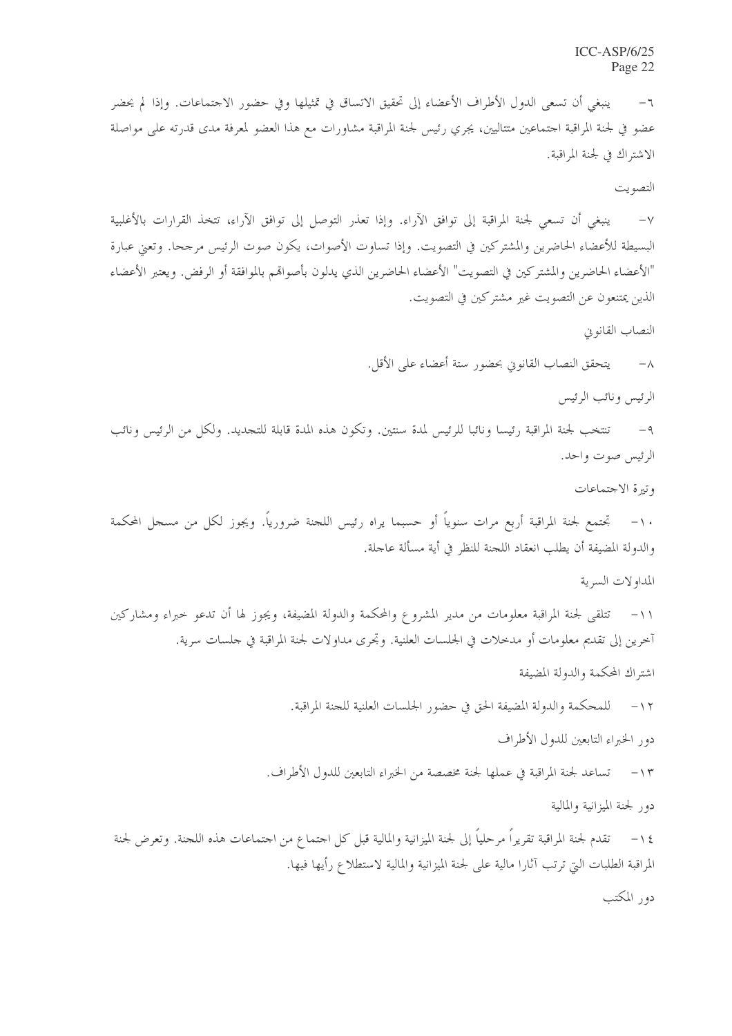٦- ينبغي أن تسعى الدول الأطراف الأعضاء إلى تحقيق الاتساق في تمثيلها وفي حضور الاجتماعات. وإذا لم يحضر عضو في لجنة المراقبة اجتماعين متتاليين، يجري رئيس لجنة المراقبة مشاورات مع هذا العضو لمعرفة مدى قدرته على مواصلة الاشتراك في لجنة المراقبة.

التصويت

٧- ينبغي أن تسعى لجنة المراقبة إلى توافق الآراء. وإذا تعذر التوصل إلى توافق الآراء، تتخذ القرارات بالأغلبية البسيطة للأعضاء الحاضرين والمشتركين في التصويت. وإذا تساوت الأصوات، يكون صوت الرئيس مرجحا. وتعني عبارة "الأعضاء الحاضرين والمشتركين في التصويت" الأعضاء الحاضرين الذي يدلون بأصواتهم بالموافقة أو الرفض. ويعتبر الأعضاء الذين يمتنعون عن التصويت غير مشتركين في التصويت.

النصاب القانوني

٨- يتحقق النصاب القانوني بحضور ستة أعضاء على الأقل.

الرئيس ونائب الرئيس

٩- تنتخب لجنة المراقبة رئيسا ونائبا للرئيس لمدة سنتين. وتكون هذه المدة قابلة للتجديد. ولكل من الرئيس ونائب الرئيس صوت واحد.

وتيرة الاجتماعات

١٠- تجتمع لجنة المراقبة أربع مرات سنوياً أو حسبما يراه رئيس اللجنة ضرورياً. ويجوز لكل من مسجل المحكمة والدولة المضيفة أن يطلب انعقاد اللجنة للنظر في أية مسألة عاجلة.

المداولات السرية

١١- تتلقى لجنة المراقبة معلومات من مدير المشروع والمحكمة والدولة المضيفة، ويجوز لها أن تدعو خبراء ومشاركين آخرين إلى تقديم معلومات أو مدخلات في الجلسات العلنية. وتجرى مداولات لجنة المراقبة في جلسات سرية.

اشتراك المحكمة والدولة المضيفة

١٢- للمحكمة والدولة المضيفة الحق في حضور الجلسات العلنية للجنة المراقبة.

دور الخبراء التابعين للدول الأطراف

١٣- تساعد لجنة المراقبة في عملها لجنة مخصصة من الخبراء التابعين للدول الأطراف.

دور لجنة الميزانية والمالية

١٤- تقدم لجنة المراقبة تقريراً مرحلياً إلى لجنة الميزانية والمالية قبل كل اجتماع من اجتماعات هذه اللجنة. وتعرض لجنة المراقبة الطلبات التي ترتب آثارا مالية على لجنة الميزانية والمالية لاستطلاع رأيها فيها.

دور المكتب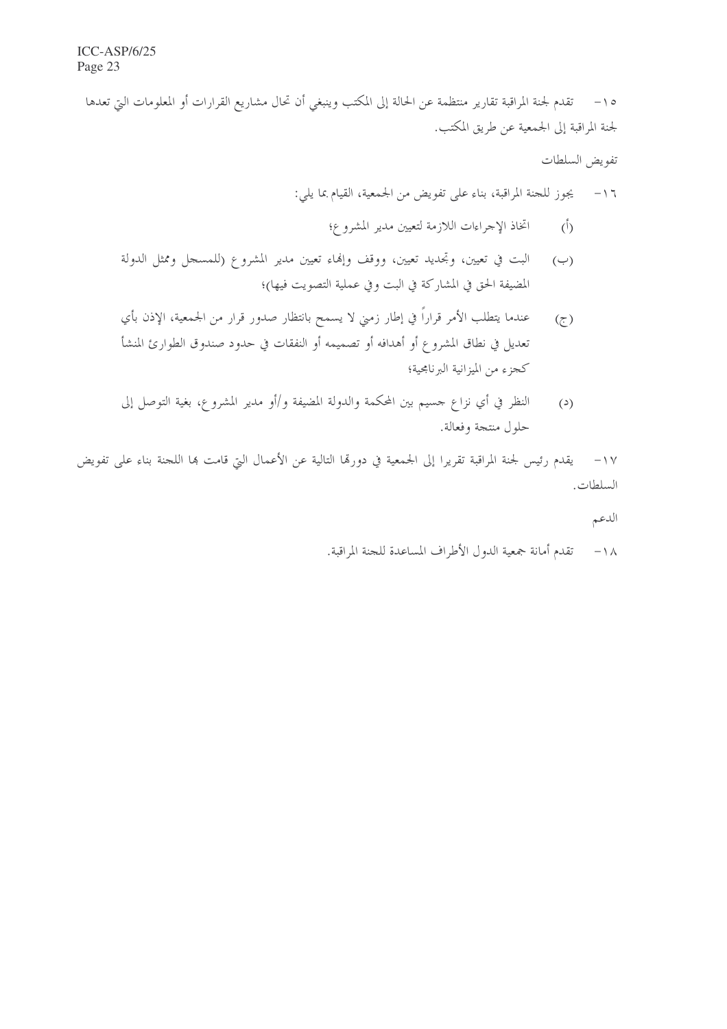١٥- تقدم لجنة المراقبة تقارير منتظمة عن الحالة إلى المكتب وينبغي أن تحال مشاريع القرارات أو المعلومات التي تعدها لجنة المراقبة إلى الجمعية عن طريق المكتب.

تفويض السلطات

١٦- يجوز للجنة المراقبة، بناء على تفويض من الجمعية، القيام بما يلي:

(أ) اتخاذ الإجراءات اللازمة لتعيين مدير المشروع؛

(ب) البت في تعيين، وتجديد تعيين، ووقف وإنهاء تعيين مدير المشروع (للمسجل وممثل الدولة المضيفة الحق في المشاركة في البت وفي عملية التصويت فيها)؛

(ج) عندما يتطلب الأمر قراراً في إطار زمني لا يسمح بانتظار صدور قرار من الجمعية، الإذن بأي تعديل في نطاق المشروع أو أهدافه أو تصميمه أو النفقات في حدود صندوق الطوارئ المنشأ كجزء من الميزانية البرنامجية؛

(د) النظر في أي نزاع جسيم بين المحكمة والدولة المضيفة و/أو مدير المشروع، بغية التوصل إلى حلول منتجة وفعالة.

١٧- يقدم رئيس لجنة المراقبة تقريرا إلى الجمعية في دورتها التالية عن الأعمال التي قامت بها اللجنة بناء على تفويض السلطات.

الدعم

١٨- تقدم أمانة جمعية الدول الأطراف المساعدة للجنة المراقبة.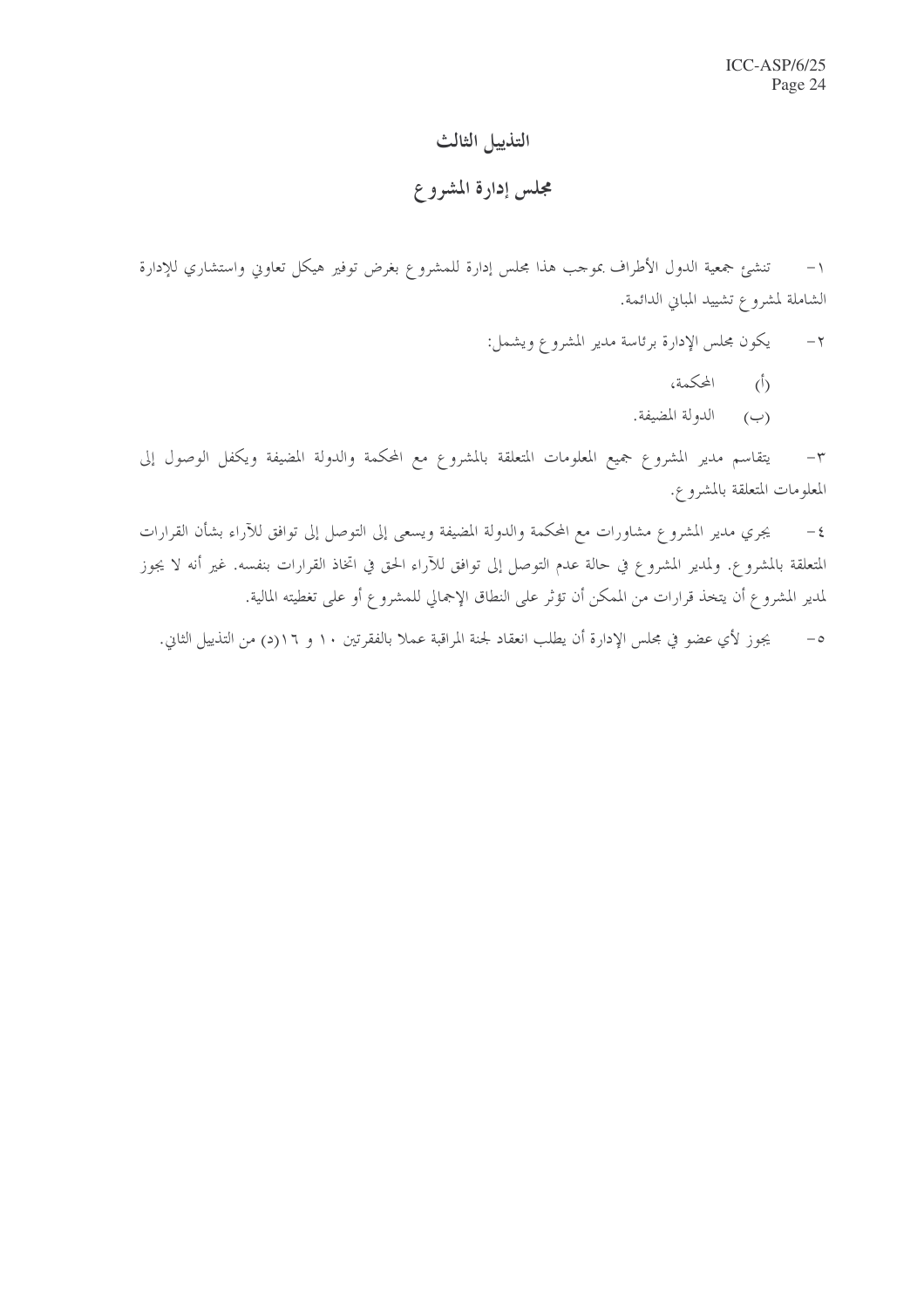# التذييل الثالث

## مجلس إدارة المشروع

١- تنشئ جمعية الدول الأطراف بموجب هذا مجلس إدارة للمشروع بغرض توفير هيكل تعاوني واستشاري للإدارة الشاملة لمشروع تشييد المباني الدائمة.

٢- يكون مجلس الإدارة برئاسة مدير المشروع ويشمل:

(أ) المحكمة،

(ب) الدولة المضيفة.

٣- يتقاسم مدير المشروع جميع المعلومات المتعلقة بالمشروع مع المحكمة والدولة المضيفة ويكفل الوصول إلى المعلومات المتعلقة بالمشروع.

٤- يجري مدير المشروع مشاورات مع المحكمة والدولة المضيفة ويسعى إلى التوصل إلى توافق للآراء بشأن القرارات المتعلقة بالمشروع. ولمدير المشروع في حالة عدم التوصل إلى توافق للآراء الحق في اتخاذ القرارات بنفسه. غير أنه لا يجوز لمدير المشروع أن يتخذ قرارات من الممكن أن تؤثر على النطاق الإجمالي للمشروع أو على تغطيته المالية.

٥- يجوز لأي عضو في مجلس الإدارة أن يطلب انعقاد لجنة المراقبة عملا بالفقرتين ١٠ و ١٦(د) من التذييل الثاني.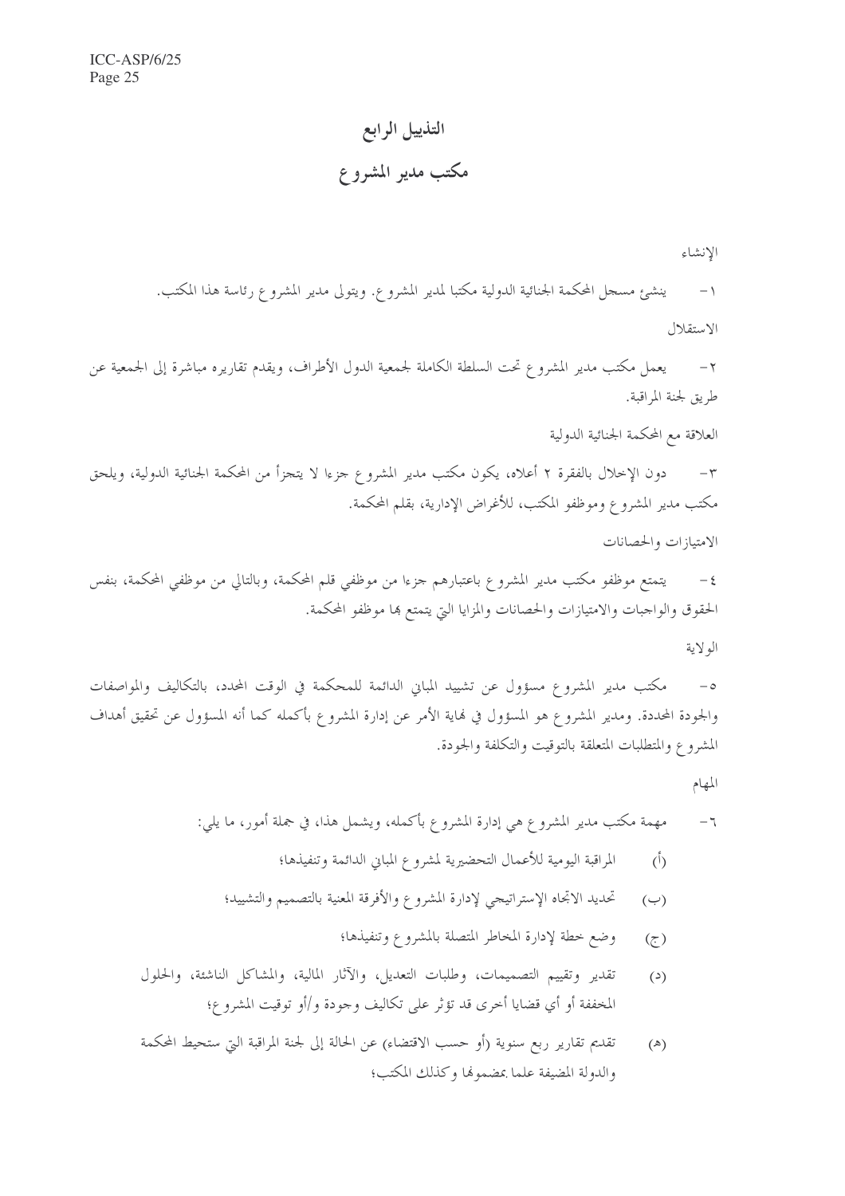# التذييل الرابع

## مكتب مدير المشروع

الإنشاء

١ - ينشئ مسجل المحكمة الجنائية الدولية مكتبا لمدير المشروع. ويتولى مدير المشروع رئاسة هذا المكتب.

الاستقلال

٢ - يعمل مكتب مدير المشروع تحت السلطة الكاملة لجمعية الدول الأطراف، ويقدم تقاريره مباشرة إلى الجمعية عن طريق لجنة المراقبة.

العلاقة مع المحكمة الجنائية الدولية

٣ - دون الإخلال بالفقرة ٢ أعلاه، يكون مكتب مدير المشروع جزءا لا يتجزأ من المحكمة الجنائية الدولية، ويلحق مكتب مدير المشروع وموظفو المكتب، للأغراض الإدارية، بقلم المحكمة.

الامتيازات والحصانات

٤ - يتمتع موظفو مكتب مدير المشروع باعتبارهم جزءا من موظفي قلم المحكمة، وبالتالي من موظفي المحكمة، بنفس الحقوق والواجبات والامتيازات والحصانات والمزايا التي يتمتع بها موظفو المحكمة.

الولاية

٥ - مكتب مدير المشروع مسؤول عن تشييد المباني الدائمة للمحكمة في الوقت المحدد، بالتكاليف والمواصفات والجودة المحددة. ومدير المشروع هو المسؤول في نهاية الأمر عن إدارة المشروع بأكمله كما أنه المسؤول عن تحقيق أهداف المشروع والمتطلبات المتعلقة بالتوقيت والتكلفة والجودة.

المهام

٦ - مهمة مكتب مدير المشروع هي إدارة المشروع بأكمله، ويشمل هذا، في جملة أمور، ما يلي:

(أ) المراقبة اليومية للأعمال التحضيرية لمشروع المباني الدائمة وتنفيذها؛

(ب) تحديد الاتجاه الإستراتيجي لإدارة المشروع والأفرقة المعنية بالتصميم والتشييد؛

(ج) وضع خطة لإدارة المخاطر المتصلة بالمشروع وتنفيذها؛

(د) تقدير وتقييم التصميمات، وطلبات التعديل، والآثار المالية، والمشاكل الناشئة، والحلول المخففة أو أي قضايا أخرى قد تؤثر على تكاليف وجودة و/أو توقيت المشروع؛

(هـ) تقديم تقارير ربع سنوية (أو حسب الاقتضاء) عن الحالة إلى لجنة المراقبة التي ستحيط المحكمة والدولة المضيفة علما بمضمونها وكذلك المكتب؛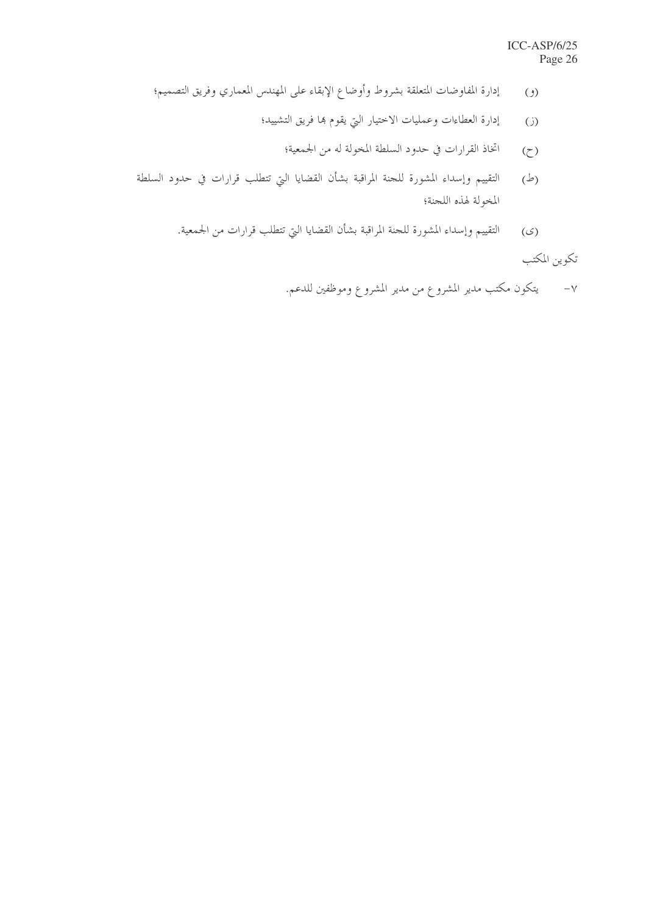(و) إدارة المفاوضات المتعلقة بشروط وأوضاع الإبقاء على المهندس المعماري وفريق التصميم؛

(ز) إدارة العطاءات وعمليات الاختيار التي يقوم بها فريق التشييد؛

(ح) اتخاذ القرارات في حدود السلطة المخولة له من الجمعية؛

(ط) التقييم وإسداء المشورة للجنة المراقبة بشأن القضايا التي تتطلب قرارات في حدود السلطة المخولة لهذه اللجنة؛

(ى) التقييم وإسداء المشورة للجنة المراقبة بشأن القضايا التي تتطلب قرارات من الجمعية.

تكوين المكتب

٧- يتكون مكتب مدير المشروع من مدير المشروع وموظفين للدعم.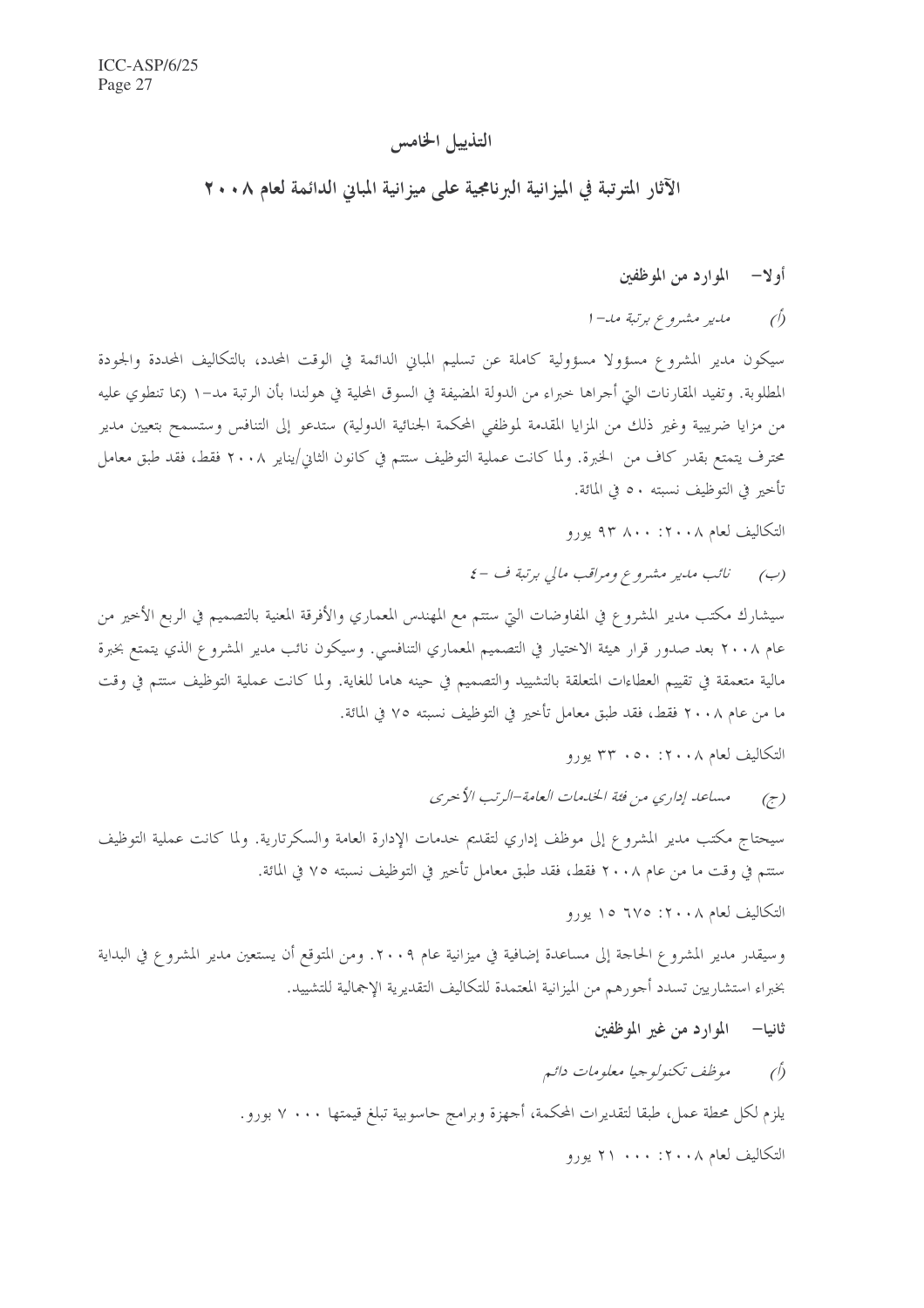# التذييل الخامس

## الآثار المترتبة في الميزانية البرنامجية على ميزانية المباني الدائمة لعام ٢٠٠٨

### أولا– الموارد من الموظفين

*(أ) مدير مشروع برتبة مد–١*

سيكون مدير المشروع مسؤولا مسؤولية كاملة عن تسليم المباني الدائمة في الوقت المحدد، بالتكاليف المحددة والجودة المطلوبة. وتفيد المقارنات التي أجراها خبراء من الدولة المضيفة في السوق المحلية في هولندا بأن الرتبة مد–١ (بما تنطوي عليه من مزايا ضريبية وغير ذلك من المزايا المقدمة لموظفي المحكمة الجنائية الدولية) ستدعو إلى التنافس وستسمح بتعيين مدير محترف يتمتع بقدر كاف من الخبرة. ولما كانت عملية التوظيف ستتم في كانون الثاني/يناير ٢٠٠٨ فقط، فقد طبق معامل تأخير في التوظيف نسبته ٥٠ في المائة.

التكاليف لعام ٢٠٠٨: ٨٠٠ ٩٣ يورو

*(ب) نائب مدير مشروع ومراقب مالي برتبة ف –٤*

سيشارك مكتب مدير المشروع في المفاوضات التي ستتم مع المهندس المعماري والأفرقة المعنية بالتصميم في الربع الأخير من عام ٢٠٠٨ بعد صدور قرار هيئة الاختيار في التصميم المعماري التنافسي. وسيكون نائب مدير المشروع الذي يتمتع بخبرة مالية متعمقة في تقييم العطاءات المتعلقة بالتشييد والتصميم في حينه هاما للغاية. ولما كانت عملية التوظيف ستتم في وقت ما من عام ٢٠٠٨ فقط، فقد طبق معامل تأخير في التوظيف نسبته ٧٥ في المائة.

التكاليف لعام ٢٠٠٨: ٠٥٠ ٣٣ يورو

*(ج) مساعد إداري من فئة الخدمات العامة–الرتب الأخرى*

سيحتاج مكتب مدير المشروع إلى موظف إداري لتقديم خدمات الإدارة العامة والسكرتارية. ولما كانت عملية التوظيف ستتم في وقت ما من عام ٢٠٠٨ فقط، فقد طبق معامل تأخير في التوظيف نسبته ٧٥ في المائة.

التكاليف لعام ٢٠٠٨: ٦٧٥ ١٥ يورو

وسيقدر مدير المشروع الحاجة إلى مساعدة إضافية في ميزانية عام ٢٠٠٩. ومن المتوقع أن يستعين مدير المشروع في البداية بخبراء استشاريين تسدد أجورهم من الميزانية المعتمدة للتكاليف التقديرية الإجمالية للتشييد.

### ثانيا– الموارد من غير الموظفين

*(أ) موظف تكنولوجيا معلومات دائم*

يلزم لكل محطة عمل، طبقا لتقديرات المحكمة، أجهزة وبرامج حاسوبية تبلغ قيمتها ٠٠٠ ٧ يورو.

التكاليف لعام ٢٠٠٨: ٠٠٠ ٢١ يورو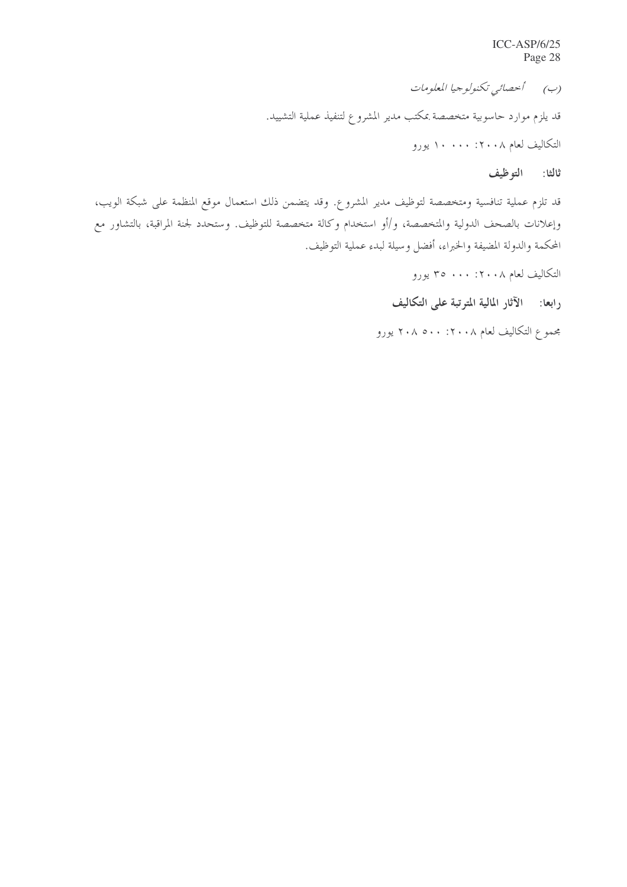(ب) *أخصائي تكنولوجيا المعلومات*

قد يلزم موارد حاسوبية متخصصة بمكتب مدير المشروع لتنفيذ عملية التشييد.

التكاليف لعام ٢٠٠٨: ٠٠٠ ١٠ يورو

**ثالثا: التوظيف**

قد تلزم عملية تنافسية ومتخصصة لتوظيف مدير المشروع. وقد يتضمن ذلك استعمال موقع المنظمة على شبكة الويب، وإعلانات بالصحف الدولية والمتخصصة، و/أو استخدام وكالة متخصصة للتوظيف. وستحدد لجنة المراقبة، بالتشاور مع المحكمة والدولة المضيفة والخبراء، أفضل وسيلة لبدء عملية التوظيف.

التكاليف لعام ٢٠٠٨: ٠٠٠ ٣٥ يورو

**رابعا: الآثار المالية المترتبة على التكاليف**

مجموع التكاليف لعام ٢٠٠٨: ٥٠٠ ٢٠٨ يورو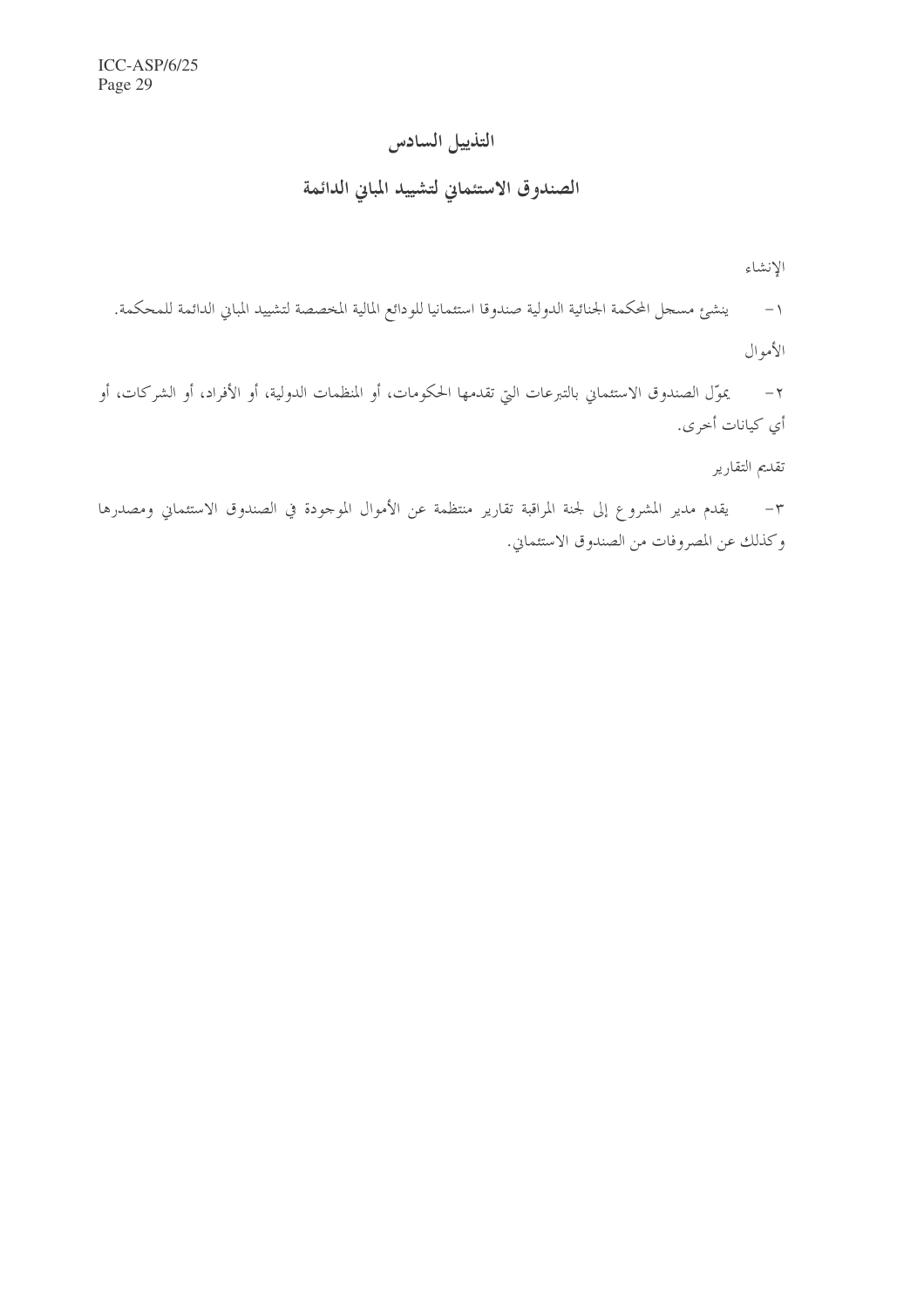# التذييل السادس

## الصندوق الاستئماني لتشييد المباني الدائمة

الإنشاء

١- ينشئ مسجل المحكمة الجنائية الدولية صندوقا استئمانيا للودائع المالية المخصصة لتشييد المباني الدائمة للمحكمة.

الأموال

٢- يموّل الصندوق الاستئماني بالتبرعات التي تقدمها الحكومات، أو المنظمات الدولية، أو الأفراد، أو الشركات، أو أي كيانات أخرى.

تقديم التقارير

٣- يقدم مدير المشروع إلى لجنة المراقبة تقارير منتظمة عن الأموال الموجودة في الصندوق الاستئماني ومصدرها وكذلك عن المصروفات من الصندوق الاستئماني.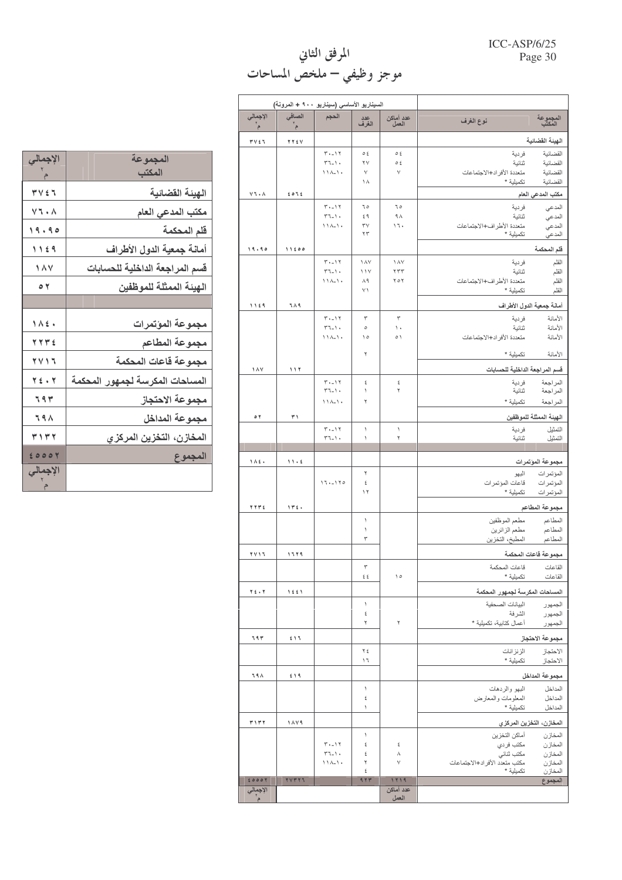# المرفق الثاني

## موجز وظيفي – ملخص المساحات

| المجموعة المكتب | الإجمالي م² |
|---|---|
| الهيئة القضائية | ٣٧٤٦ |
| مكتب المدعي العام | ٧٦٠٨ |
| قلم المحكمة | ١٩٠٩٥ |
| أمانة جمعية الدول الأطراف | ١١٤٩ |
| قسم المراجعة الداخلية للحسابات | ١٨٧ |
| الهيئة الممثلة للموظفين | ٥٢ |
| | |
| مجموعة المؤتمرات | ١٨٤٠ |
| مجموعة المطاعم | ٢٢٣٤ |
| مجموعة قاعات المحكمة | ٢٧١٦ |
| المساحات المكرسة لجمهور المحكمة | ٢٤٠٢ |
| مجموعة الاحتجاز | ٦٩٣ |
| مجموعة المداخل | ٦٩٨ |
| المخازن، التخزين المركزي | ٣١٣٢ |
| المجموع | ٤٥٥٥٢ |
| | الإجمالي م² |

| المجموعة المكتب | نوع الغرف | عدد أماكن العمل | عدد الغرف | الحجم | الصافي م² | الإجمالي م² |
|---|---|---|---|---|---|---|
| | | السيناريو الأساسي (سيناريو ٩٠٠ + المرونة) | | | | |
| **الهيئة القضائية** | | | | | ٢٢٤٧ | ٣٧٤٦ |
| القضائية | فردية | ٥٤ | ٥٤ | ١٢-٣٠ | | |
| القضائية | ثنائية | ٥٤ | ٢٧ | ١٠-٣٦ | | |
| القضائية | متعددة الأفراد+الاجتماعات | ٧ | ٧ | ١٠-١١٨ | | |
| القضائية | تكميلية * | | ١٨ | | | |
| **مكتب المدعي العام** | | | | | ٤٥٦٤ | ٧٦٠٨ |
| المدعي | فردية | ٦٥ | ٦٥ | ١٢-٣٠ | | |
| المدعي | ثنائية | ٩٨ | ٤٩ | ١٠-٣٦ | | |
| المدعي | متعددة الأطراف+الاجتماعات | ١٦٠ | ٣٧ | ١٠-١١٨ | | |
| المدعي | تكميلية * | | ٢٣ | | | |
| **قلم المحكمة** | | | | | ١١٤٥٥ | ١٩٠٩٥ |
| القلم | فردية | ١٨٧ | ١٨٧ | ١٢-٣٠ | | |
| القلم | ثنائية | ٢٣٣ | ١١٧ | ١٠-٣٦ | | |
| القلم | متعددة الأطراف+الاجتماعات | ٢٥٢ | ٨٩ | ١٠-١١٨ | | |
| القلم | تكميلية * | | ٧١ | | | |
| **أمانة جمعية الدول الأطراف** | | | | | ٦٨٩ | ١١٤٩ |
| الأمانة | فردية | ٣ | ٣ | ١٢-٣٠ | | |
| الأمانة | ثنائية | ١٠ | ٥ | ١٠-٣٦ | | |
| الأمانة | متعددة الأفراد+الاجتماعات | ٥١ | ١٥ | ١٠-١١٨ | | |
| الأمانة | تكميلية * | | ٢ | | | |
| **قسم المراجعة الداخلية للحسابات** | | | | | ١١٢ | ١٨٧ |
| المراجعة | فردية | ٤ | ٤ | ١٢-٣٠ | | |
| المراجعة | ثنائية | ٢ | ١ | ١٠-٣٦ | | |
| المراجعة | تكميلية * | | ٢ | ١٠-١١٨ | | |
| **الهيئة الممثلة للموظفين** | | | | | ٣١ | ٥٢ |
| التمثيل | فردية | ١ | ١ | ١٢-٣٠ | | |
| التمثيل | ثنائية | ٢ | ١ | ١٠-٣٦ | | |
| | | | | | | |
| **مجموعة المؤتمرات** | | | | | ١١٠٤ | ١٨٤٠ |
| المؤتمرات | البهو | | ٢ | | | |
| المؤتمرات | قاعات المؤتمرات | | ٤ | ١٢٥-١٦٠ | | |
| المؤتمرات | تكميلية * | | ١٢ | | | |
| **مجموعة المطاعم** | | | | | ١٣٤٠ | ٢٢٣٤ |
| المطاعم | مطعم الموظفين | | ١ | | | |
| المطاعم | مطعم الزائرين | | ١ | | | |
| المطاعم | المطبخ، التخزين | | ٣ | | | |
| **مجموعة قاعات المحكمة** | | | | | ١٦٢٩ | ٢٧١٦ |
| القاعات | قاعات المحكمة | | ٣ | | | |
| القاعات | تكميلية * | ١٥ | ٤٤ | | | |
| **المساحات المكرسة لجمهور المحكمة** | | | | | ١٤٤١ | ٢٤٠٢ |
| الجمهور | البيانات الصحفية | | ١ | | | |
| الجمهور | الشرفة | | ٤ | | | |
| الجمهور | أعمال كتابية، تكميلية * | ٢ | ٢ | | | |
| **مجموعة الاحتجاز** | | | | | ٤١٦ | ٦٩٣ |
| الاحتجاز | الزنزانات | | ٢٤ | | | |
| الاحتجاز | تكميلية * | | ١٦ | | | |
| **مجموعة المداخل** | | | | | ٤١٩ | ٦٩٨ |
| المداخل | البهو والردهات | | ١ | | | |
| المداخل | المعلومات والمعارض | | ٤ | | | |
| المداخل | تكميلية * | | ١ | | | |
| **المخازن، التخزين المركزي** | | | | | ١٨٧٩ | ٣١٣٢ |
| المخازن | أماكن التخزين | | ١ | | | |
| المخازن | مكتب فردي | ٤ | ٤ | ١٢-٣٠ | | |
| المخازن | مكتب ثنائي | ٨ | ٤ | ١٠-٣٦ | | |
| المخازن | مكتب متعدد الأفراد+الاجتماعات | ٧ | ٢ | ١٠-١١٨ | | |
| المخازن | تكميلية * | | ٤ | | | |
| **المجموع** | | ١٢١٩ | ٩٢٣ | | ٢٧٣٣٦ | ٤٥٥٥٢ |
| | | عدد أماكن العمل | | | | الإجمالي م² |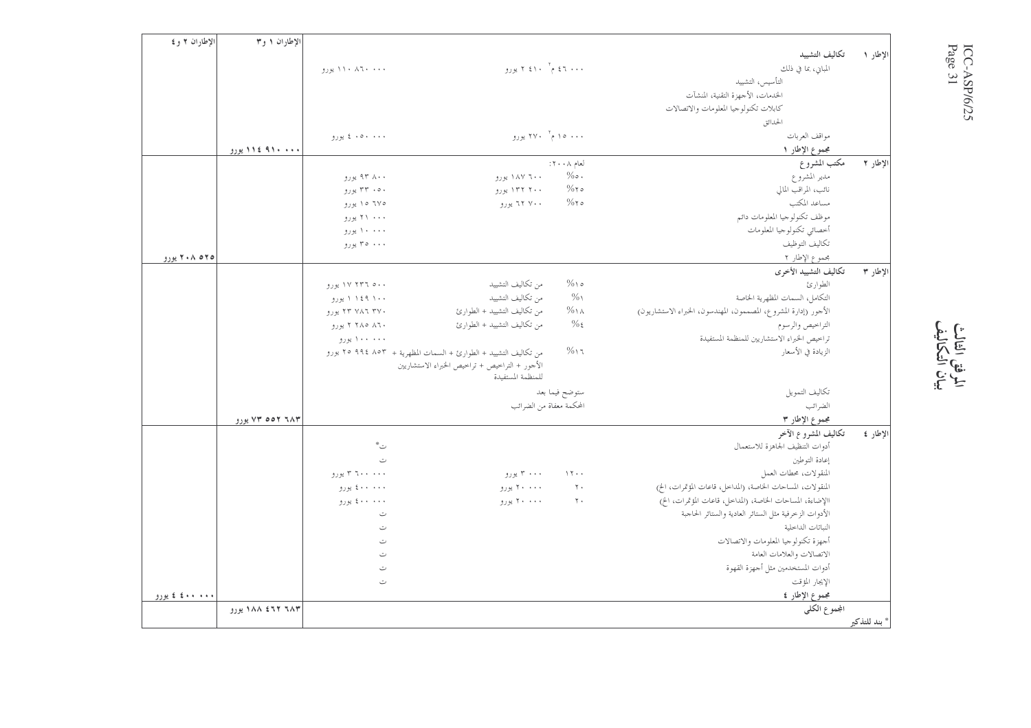## المرفق الثالث
## بيان التكاليف

| | | | | الإطاران ١ و٣ | الإطاران ٢ و٤ |
|---|---|---|---|---|---|
| الإطار ١ | **تكاليف التشييد** | | | | |
| | المباني، بما في ذلك | ٤٦ ٠٠٠ م² ٢ ٤١٠ يورو | ١١٠ ٨٦٠ ٠٠٠ يورو | | |
| | التأسيس، التشييد | | | | |
| | الخدمات، الأجهزة التقنية، المنشآت | | | | |
| | كابلات تكنولوجيا المعلومات والاتصالات | | | | |
| | الحدائق | | | | |
| | مواقف العربات | ١٥ ٠٠٠ م² ٢٧٠ يورو | ٤ ٠٥٠ ٠٠٠ يورو | | |
| | **مجموع الإطار ١** | | | **١١٤ ٩١٠ ٠٠٠ يورو** | |
| الإطار ٢ | **مكتب المشروع** | لعام ٢٠٠٨: | | | |
| | مدير المشروع | ٥٠٪ ١٨٧ ٦٠٠ يورو | ٩٣ ٨٠٠ يورو | | |
| | نائب، المراقب المالي | ٢٥٪ ١٣٢ ٢٠٠ يورو | ٣٣ ٠٥٠ يورو | | |
| | مساعد المكتب | ٢٥٪ ٦٢ ٧٠٠ يورو | ١٥ ٦٧٥ يورو | | |
| | موظف تكنولوجيا المعلومات دائم | | ٢١ ٠٠٠ يورو | | |
| | أخصائي تكنولوجيا المعلومات | | ١٠ ٠٠٠ يورو | | |
| | تكاليف التوظيف | | ٣٥ ٠٠٠ يورو | | |
| | مجموع الإطار ٢ | | | | **٢٠٨ ٥٢٥ يورو** |
| الإطار ٣ | **تكاليف التشييد الأخرى** | | | | |
| | الطوارئ | ١٥٪ من تكاليف التشييد | ١٧ ٢٣٦ ٥٠٠ يورو | | |
| | التكامل، السمات المظهرية الخاصة | ١٪ من تكاليف التشييد | ١ ١٤٩ ١٠٠ يورو | | |
| | الأجور (إدارة المشروع، المصممون، المهندسون، الخبراء الاستشاريون) | ١٨٪ من تكاليف التشييد + الطوارئ | ٢٣ ٧٨٦ ٣٧٠ يورو | | |
| | التراخيص والرسوم | ٤٪ من تكاليف التشييد + الطوارئ | ٢ ٢٨٥ ٨٦٠ يورو | | |
| | تراخيص الخبراء الاستشاريين للمنظمة المستفيدة | | ١٠٠ ٠٠٠ يورو | | |
| | الزيادة في الأسعار | ١٦٪ من تكاليف التشييد + الطوارئ + السمات المظهرية + الأجور + التراخيص + تراخيص الخبراء الاستشاريين للمنظمة المستفيدة | ٢٥ ٩٩٤ ٨٥٣ يورو | | |
| | تكاليف التمويل | ستوضح فيما بعد | | | |
| | الضرائب | المحكمة معفاة من الضرائب | | | |
| | **مجموع الإطار ٣** | | | **٧٣ ٥٥٢ ٦٨٣ يورو** | |
| الإطار ٤ | **تكاليف المشروع الآخر** | | | | |
| | أدوات التنظيف الجاهزة للاستعمال | | ت* | | |
| | إعادة التوطين | | ت | | |
| | المنقولات، محطات العمل | ١٢٠٠ ٣ ٠٠٠ يورو | ٣ ٦٠٠ ٠٠٠ يورو | | |
| | المنقولات، المساحات الخاصة، (المداخل، قاعات المؤتمرات، الخ) | ٢٠ ٢٠ ٠٠٠ يورو | ٤٠٠ ٠٠٠ يورو | | |
| | الإضاءة، المساحات الخاصة، (المداخل، قاعات المؤتمرات، الخ) | ٢٠ ٢٠ ٠٠٠ يورو | ٤٠٠ ٠٠٠ يورو | | |
| | الأدوات الزخرفية مثل الستائر العادية والستائر الحاجبة | | ت | | |
| | النباتات الداخلية | | ت | | |
| | أجهزة تكنولوجيا المعلومات والاتصالات | | ت | | |
| | الاتصالات والعلامات العامة | | ت | | |
| | أدوات المستخدمين مثل أجهزة القهوة | | ت | | |
| | الإيجار المؤقت | | ت | | |
| | **مجموع الإطار ٤** | | | | **٤ ٤٠٠ ٠٠٠ يورو** |
| | **المجموع الكلي** | | | **١٨٨ ٤٦٢ ٦٨٣ يورو** | |

* بند للتذكير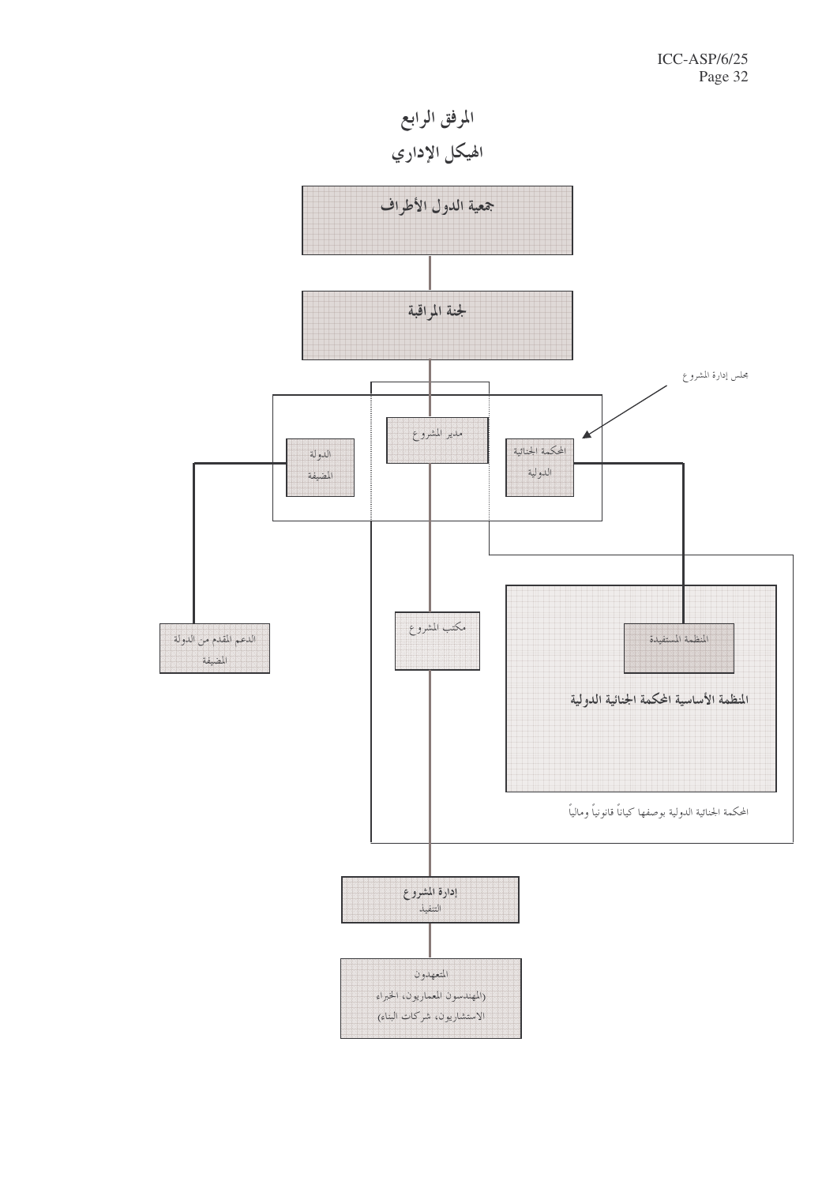# المرفق الرابع

## الهيكل الإداري

جمعية الدول الأطراف

لجنة المراقبة

مجلس إدارة المشروع

مدير المشروع

الدولة المضيفة

المحكمة الجنائية الدولية

الدعم المقدم من الدولة المضيفة

مكتب المشروع

المنظمة المستفيدة

المنظمة الأساسية المحكمة الجنائية الدولية

المحكمة الجنائية الدولية بوصفها كياناً قانونياً ومالياً

إدارة المشروع
التنفيذ

المتعهدون
(المهندسون المعماريون، الخبراء الاستشاريون، شركات البناء)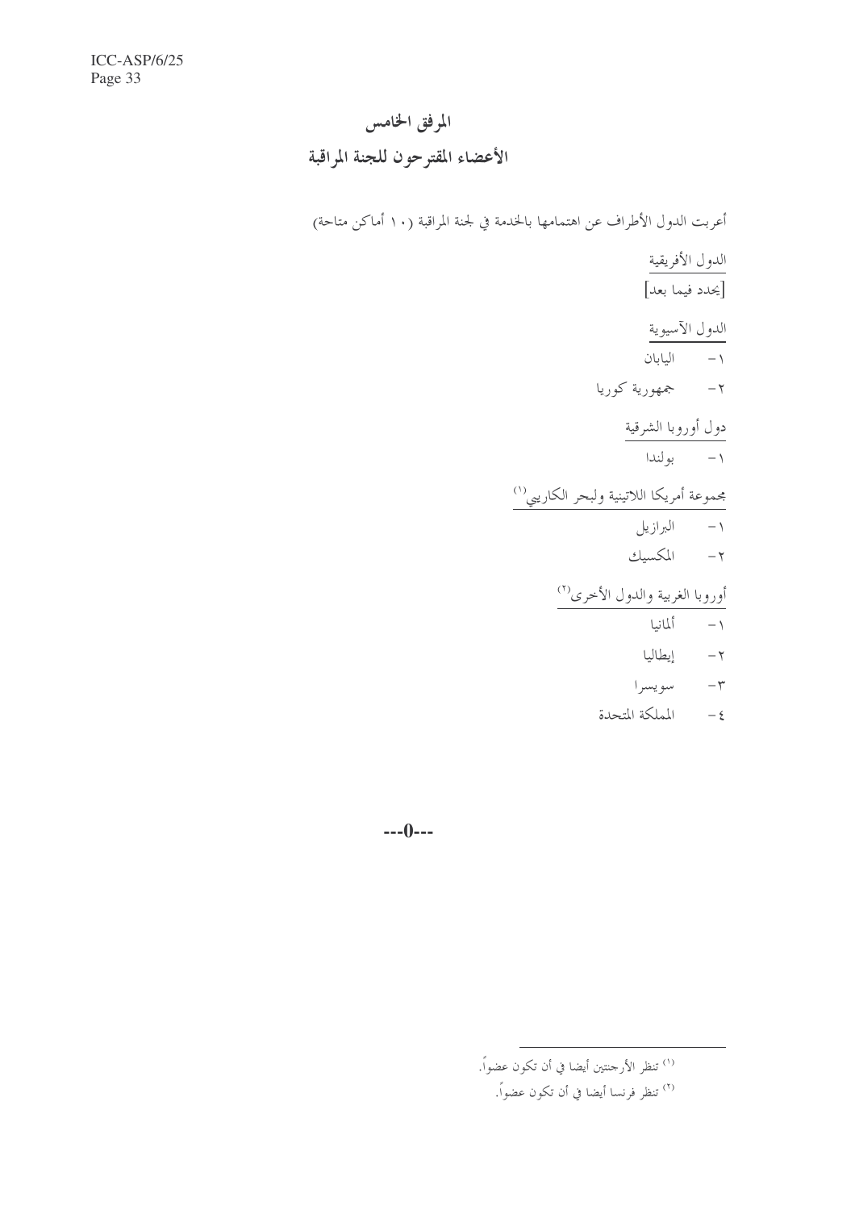# المرفق الخامس

## الأعضاء المقترحون للجنة المراقبة

أعربت الدول الأطراف عن اهتمامها بالخدمة في لجنة المراقبة (١٠ أماكن متاحة)

الدول الأفريقية

[يحدد فيما بعد]

الدول الآسيوية

١- اليابان

٢- جمهورية كوريا

دول أوروبا الشرقية

١- بولندا

مجموعة أمريكا اللاتينية ولبحر الكاريبي[١]

١- البرازيل

٢- المكسيك

أوروبا الغربية والدول الأخرى[٢]

١- ألمانيا

٢- إيطاليا

٣- سويسرا

٤- المملكة المتحدة

---0---

[١] تنظر الأرجنتين أيضا في أن تكون عضواً.

[٢] تنظر فرنسا أيضا في أن تكون عضواً.